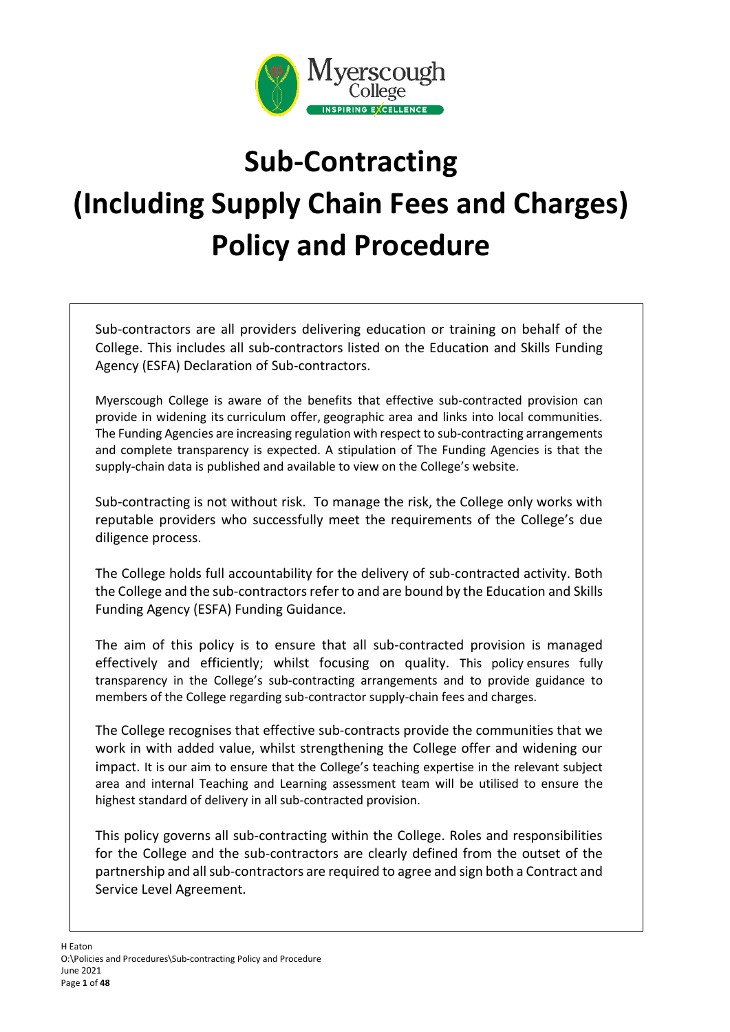# Sub-Contracting (Including Supply Chain Fees and Charges) Policy and Procedure

Sub-contractors are all providers delivering education or training on behalf of the College. This includes all sub-contractors listed on the Education and Skills Funding Agency (ESFA) Declaration of Sub-contractors.

Myerscough College is aware of the benefits that effective sub-contracted provision can provide in widening its curriculum offer, geographic area and links into local communities. The Funding Agencies are increasing regulation with respect to sub-contracting arrangements and complete transparency is expected. A stipulation of The Funding Agencies is that the supply-chain data is published and available to view on the College's website.

Sub-contracting is not without risk. To manage the risk, the College only works with reputable providers who successfully meet the requirements of the College's due diligence process.

The College holds full accountability for the delivery of sub-contracted activity. Both the College and the sub-contractors refer to and are bound by the Education and Skills Funding Agency (ESFA) Funding Guidance.

The aim of this policy is to ensure that all sub-contracted provision is managed effectively and efficiently; whilst focusing on quality. This policy ensures fully transparency in the College's sub-contracting arrangements and to provide guidance to members of the College regarding sub-contractor supply-chain fees and charges.

The College recognises that effective sub-contracts provide the communities that we work in with added value, whilst strengthening the College offer and widening our impact. It is our aim to ensure that the College's teaching expertise in the relevant subject area and internal Teaching and Learning assessment team will be utilised to ensure the highest standard of delivery in all sub-contracted provision.

This policy governs all sub-contracting within the College. Roles and responsibilities for the College and the sub-contractors are clearly defined from the outset of the partnership and all sub-contractors are required to agree and sign both a Contract and Service Level Agreement.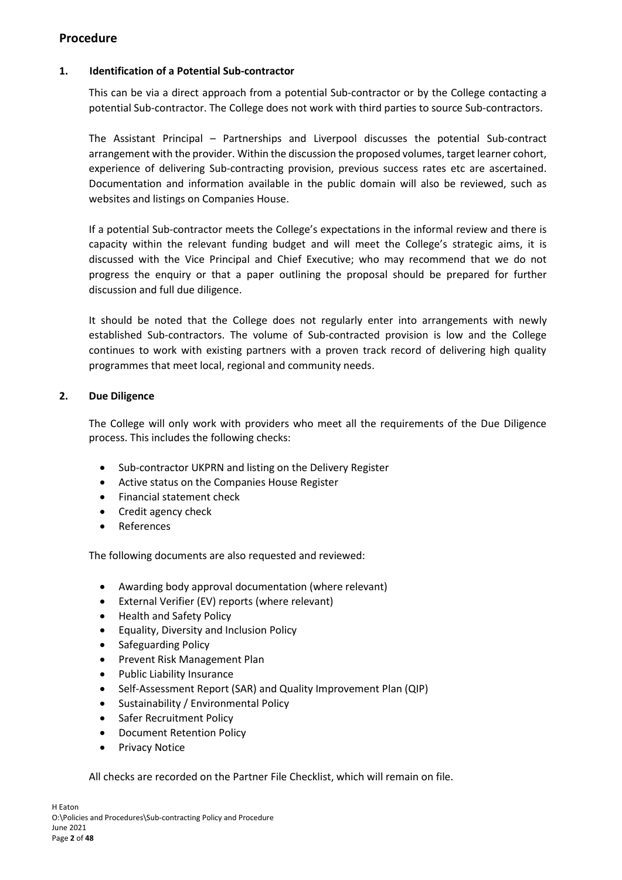## Procedure

### 1. Identification of a Potential Sub-contractor

This can be via a direct approach from a potential Sub-contractor or by the College contacting a potential Sub-contractor. The College does not work with third parties to source Sub-contractors.

The Assistant Principal – Partnerships and Liverpool discusses the potential Sub-contract arrangement with the provider. Within the discussion the proposed volumes, target learner cohort, experience of delivering Sub-contracting provision, previous success rates etc are ascertained. Documentation and information available in the public domain will also be reviewed, such as websites and listings on Companies House.

If a potential Sub-contractor meets the College's expectations in the informal review and there is capacity within the relevant funding budget and will meet the College's strategic aims, it is discussed with the Vice Principal and Chief Executive; who may recommend that we do not progress the enquiry or that a paper outlining the proposal should be prepared for further discussion and full due diligence.

It should be noted that the College does not regularly enter into arrangements with newly established Sub-contractors. The volume of Sub-contracted provision is low and the College continues to work with existing partners with a proven track record of delivering high quality programmes that meet local, regional and community needs.

### 2. Due Diligence

The College will only work with providers who meet all the requirements of the Due Diligence process. This includes the following checks:

- Sub-contractor UKPRN and listing on the Delivery Register
- Active status on the Companies House Register
- Financial statement check
- Credit agency check
- References

The following documents are also requested and reviewed:

- Awarding body approval documentation (where relevant)
- External Verifier (EV) reports (where relevant)
- Health and Safety Policy
- Equality, Diversity and Inclusion Policy
- Safeguarding Policy
- Prevent Risk Management Plan
- Public Liability Insurance
- Self-Assessment Report (SAR) and Quality Improvement Plan (QIP)
- Sustainability / Environmental Policy
- Safer Recruitment Policy
- Document Retention Policy
- Privacy Notice

All checks are recorded on the Partner File Checklist, which will remain on file.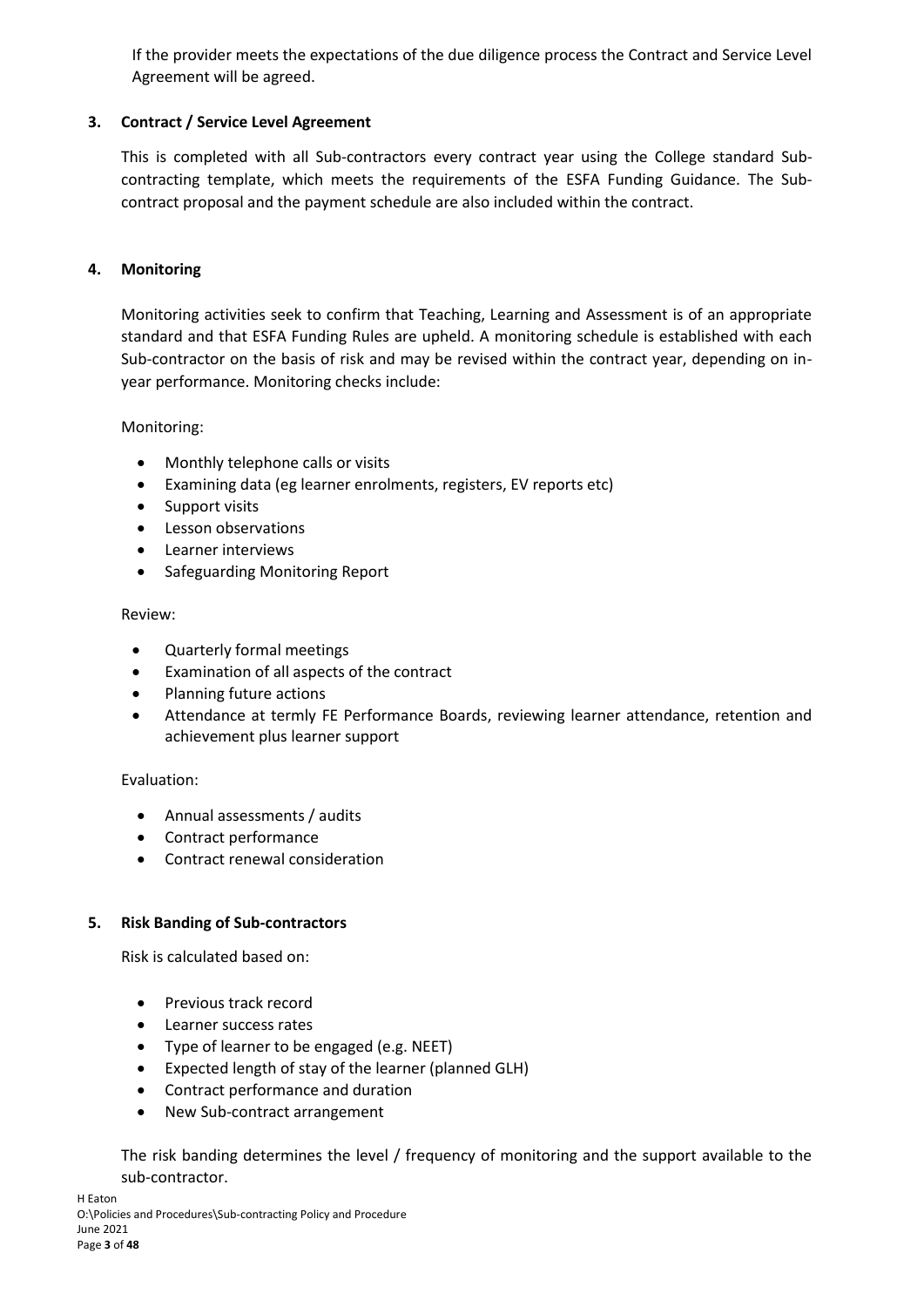If the provider meets the expectations of the due diligence process the Contract and Service Level Agreement will be agreed.

### 3. Contract / Service Level Agreement

This is completed with all Sub-contractors every contract year using the College standard Sub-contracting template, which meets the requirements of the ESFA Funding Guidance. The Sub-contract proposal and the payment schedule are also included within the contract.

### 4. Monitoring

Monitoring activities seek to confirm that Teaching, Learning and Assessment is of an appropriate standard and that ESFA Funding Rules are upheld. A monitoring schedule is established with each Sub-contractor on the basis of risk and may be revised within the contract year, depending on in-year performance. Monitoring checks include:

Monitoring:

- Monthly telephone calls or visits
- Examining data (eg learner enrolments, registers, EV reports etc)
- Support visits
- Lesson observations
- Learner interviews
- Safeguarding Monitoring Report

Review:

- Quarterly formal meetings
- Examination of all aspects of the contract
- Planning future actions
- Attendance at termly FE Performance Boards, reviewing learner attendance, retention and achievement plus learner support

Evaluation:

- Annual assessments / audits
- Contract performance
- Contract renewal consideration

### 5. Risk Banding of Sub-contractors

Risk is calculated based on:

- Previous track record
- Learner success rates
- Type of learner to be engaged (e.g. NEET)
- Expected length of stay of the learner (planned GLH)
- Contract performance and duration
- New Sub-contract arrangement

The risk banding determines the level / frequency of monitoring and the support available to the sub-contractor.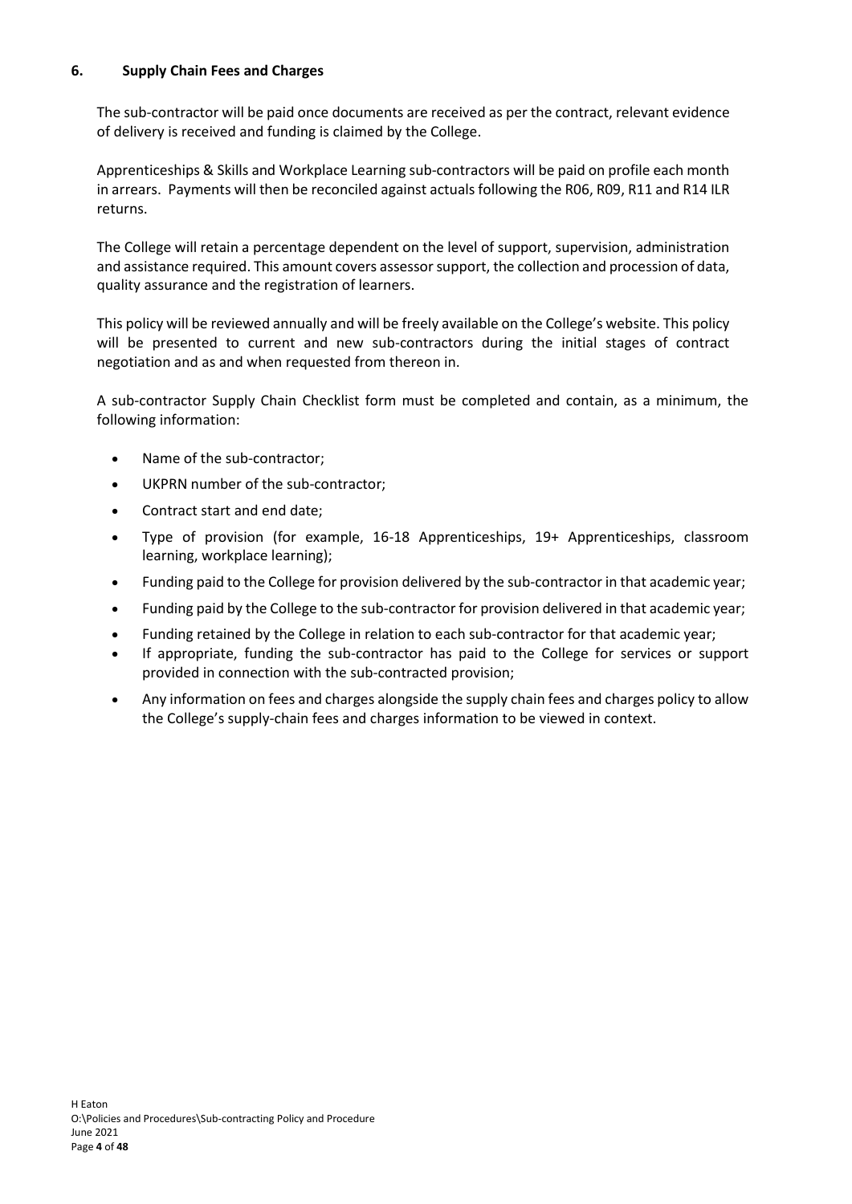## 6. Supply Chain Fees and Charges

The sub-contractor will be paid once documents are received as per the contract, relevant evidence of delivery is received and funding is claimed by the College.

Apprenticeships & Skills and Workplace Learning sub-contractors will be paid on profile each month in arrears. Payments will then be reconciled against actuals following the R06, R09, R11 and R14 ILR returns.

The College will retain a percentage dependent on the level of support, supervision, administration and assistance required. This amount covers assessor support, the collection and procession of data, quality assurance and the registration of learners.

This policy will be reviewed annually and will be freely available on the College's website. This policy will be presented to current and new sub-contractors during the initial stages of contract negotiation and as and when requested from thereon in.

A sub-contractor Supply Chain Checklist form must be completed and contain, as a minimum, the following information:

- Name of the sub-contractor;
- UKPRN number of the sub-contractor;
- Contract start and end date;
- Type of provision (for example, 16-18 Apprenticeships, 19+ Apprenticeships, classroom learning, workplace learning);
- Funding paid to the College for provision delivered by the sub-contractor in that academic year;
- Funding paid by the College to the sub-contractor for provision delivered in that academic year;
- Funding retained by the College in relation to each sub-contractor for that academic year;
- If appropriate, funding the sub-contractor has paid to the College for services or support provided in connection with the sub-contracted provision;
- Any information on fees and charges alongside the supply chain fees and charges policy to allow the College's supply-chain fees and charges information to be viewed in context.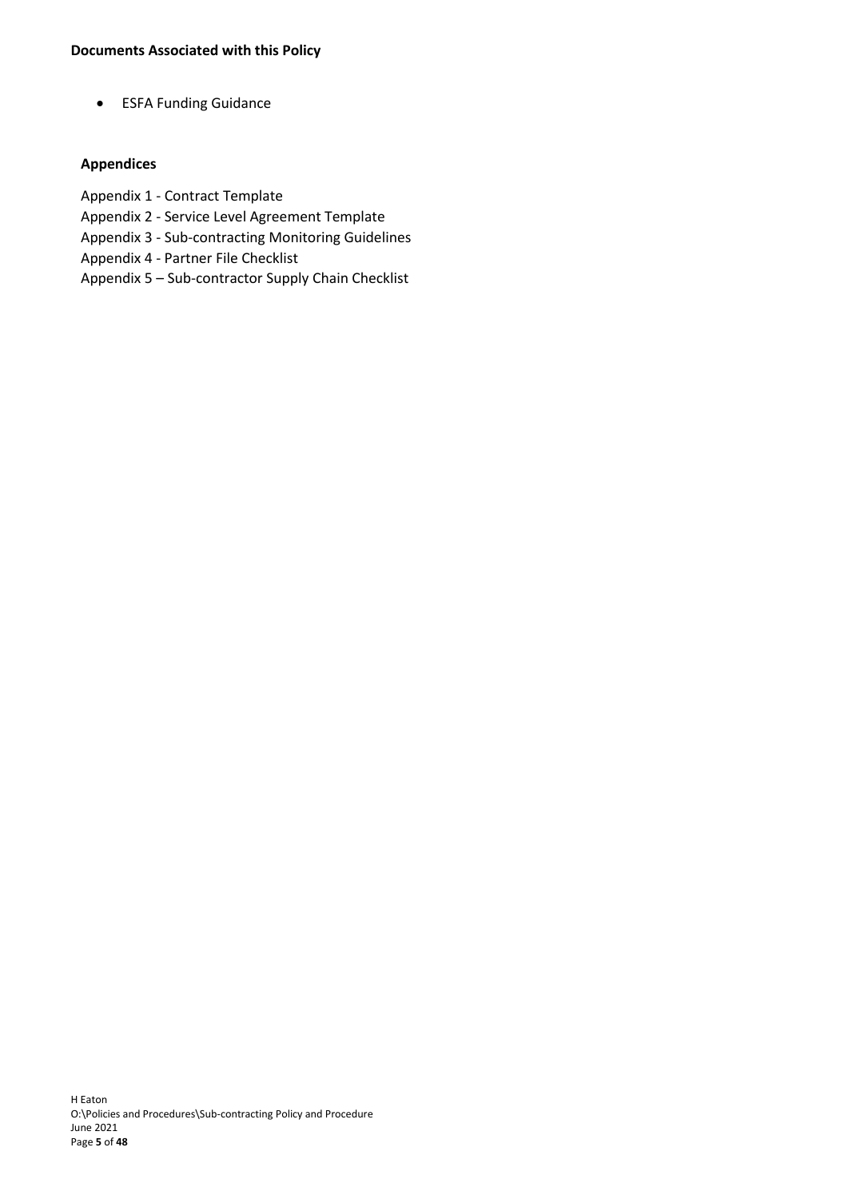**Documents Associated with this Policy**

- ESFA Funding Guidance

**Appendices**

Appendix 1 - Contract Template
Appendix 2 - Service Level Agreement Template
Appendix 3 - Sub-contracting Monitoring Guidelines
Appendix 4 - Partner File Checklist
Appendix 5 – Sub-contractor Supply Chain Checklist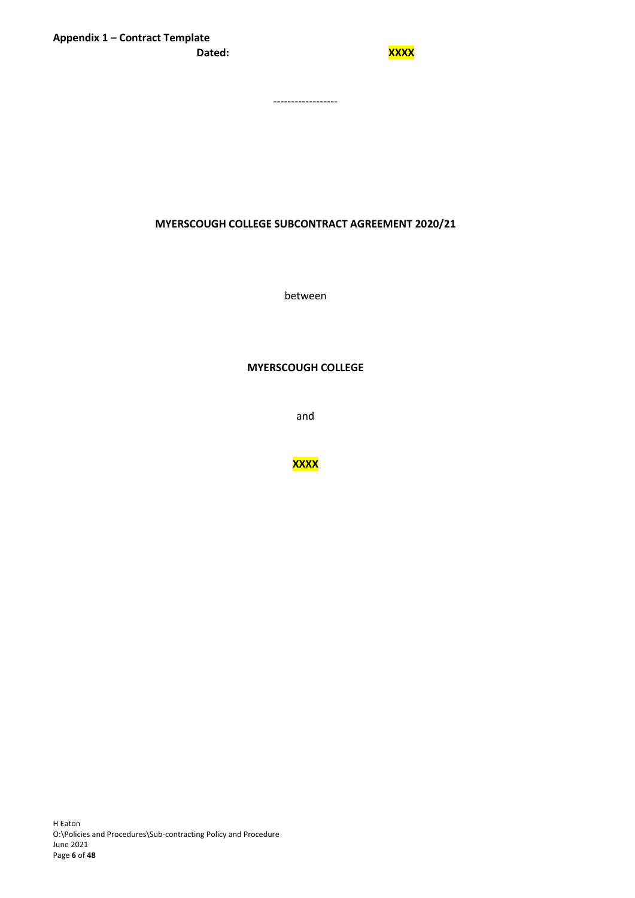**Appendix 1 – Contract Template**

**Dated:** **XXXX**

------------------

**MYERSCOUGH COLLEGE SUBCONTRACT AGREEMENT 2020/21**

between

**MYERSCOUGH COLLEGE**

and

**XXXX**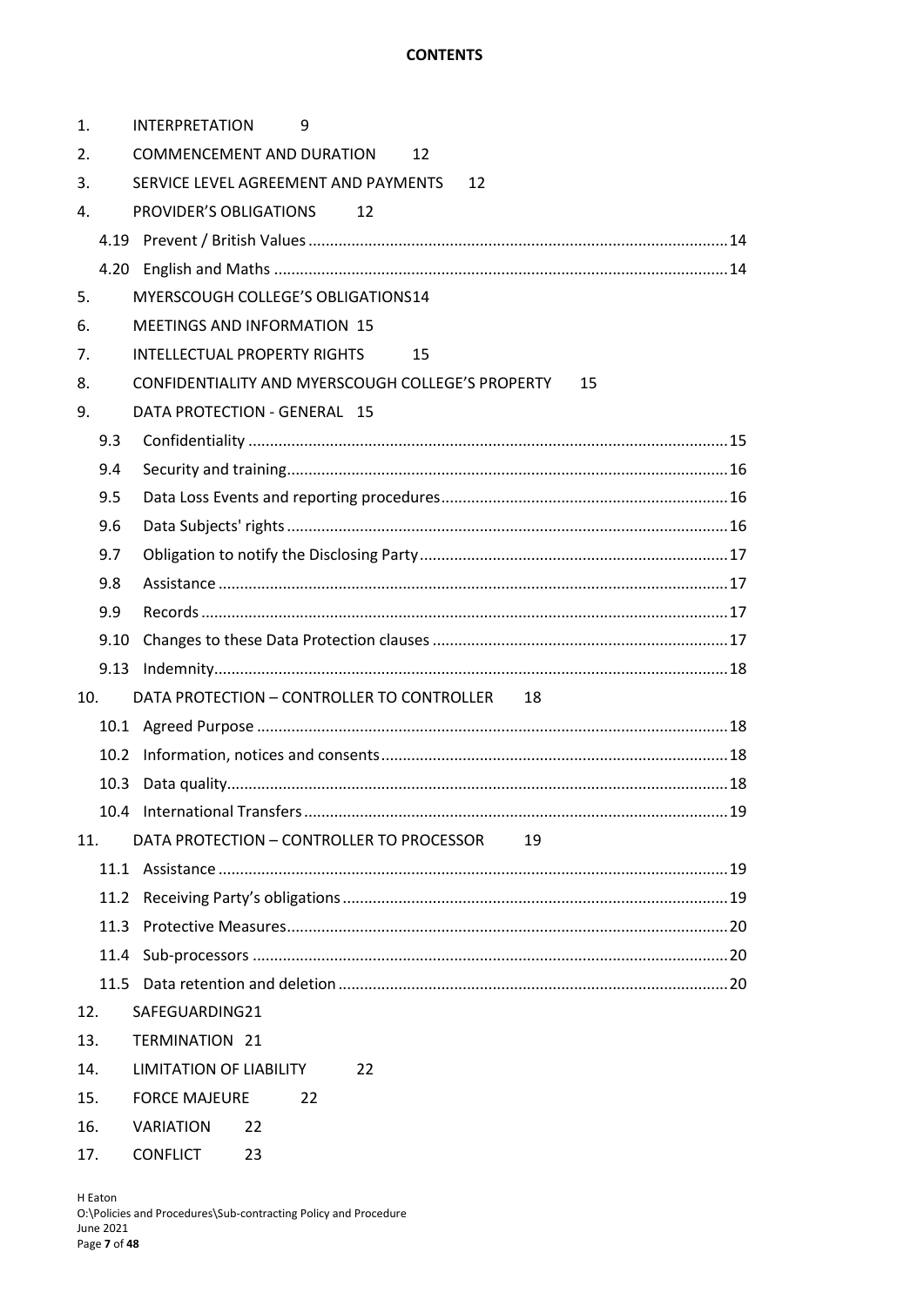# CONTENTS

1. INTERPRETATION 9
2. COMMENCEMENT AND DURATION 12
3. SERVICE LEVEL AGREEMENT AND PAYMENTS 12
4. PROVIDER'S OBLIGATIONS 12
   - 4.19 Prevent / British Values ..... 14
   - 4.20 English and Maths ..... 14
5. MYERSCOUGH COLLEGE'S OBLIGATIONS 14
6. MEETINGS AND INFORMATION 15
7. INTELLECTUAL PROPERTY RIGHTS 15
8. CONFIDENTIALITY AND MYERSCOUGH COLLEGE'S PROPERTY 15
9. DATA PROTECTION - GENERAL 15
   - 9.3 Confidentiality ..... 15
   - 9.4 Security and training ..... 16
   - 9.5 Data Loss Events and reporting procedures ..... 16
   - 9.6 Data Subjects' rights ..... 16
   - 9.7 Obligation to notify the Disclosing Party ..... 17
   - 9.8 Assistance ..... 17
   - 9.9 Records ..... 17
   - 9.10 Changes to these Data Protection clauses ..... 17
   - 9.13 Indemnity ..... 18
10. DATA PROTECTION – CONTROLLER TO CONTROLLER 18
    - 10.1 Agreed Purpose ..... 18
    - 10.2 Information, notices and consents ..... 18
    - 10.3 Data quality ..... 18
    - 10.4 International Transfers ..... 19
11. DATA PROTECTION – CONTROLLER TO PROCESSOR 19
    - 11.1 Assistance ..... 19
    - 11.2 Receiving Party's obligations ..... 19
    - 11.3 Protective Measures ..... 20
    - 11.4 Sub-processors ..... 20
    - 11.5 Data retention and deletion ..... 20
12. SAFEGUARDING 21
13. TERMINATION 21
14. LIMITATION OF LIABILITY 22
15. FORCE MAJEURE 22
16. VARIATION 22
17. CONFLICT 23

H Eaton
O:\Policies and Procedures\Sub-contracting Policy and Procedure
June 2021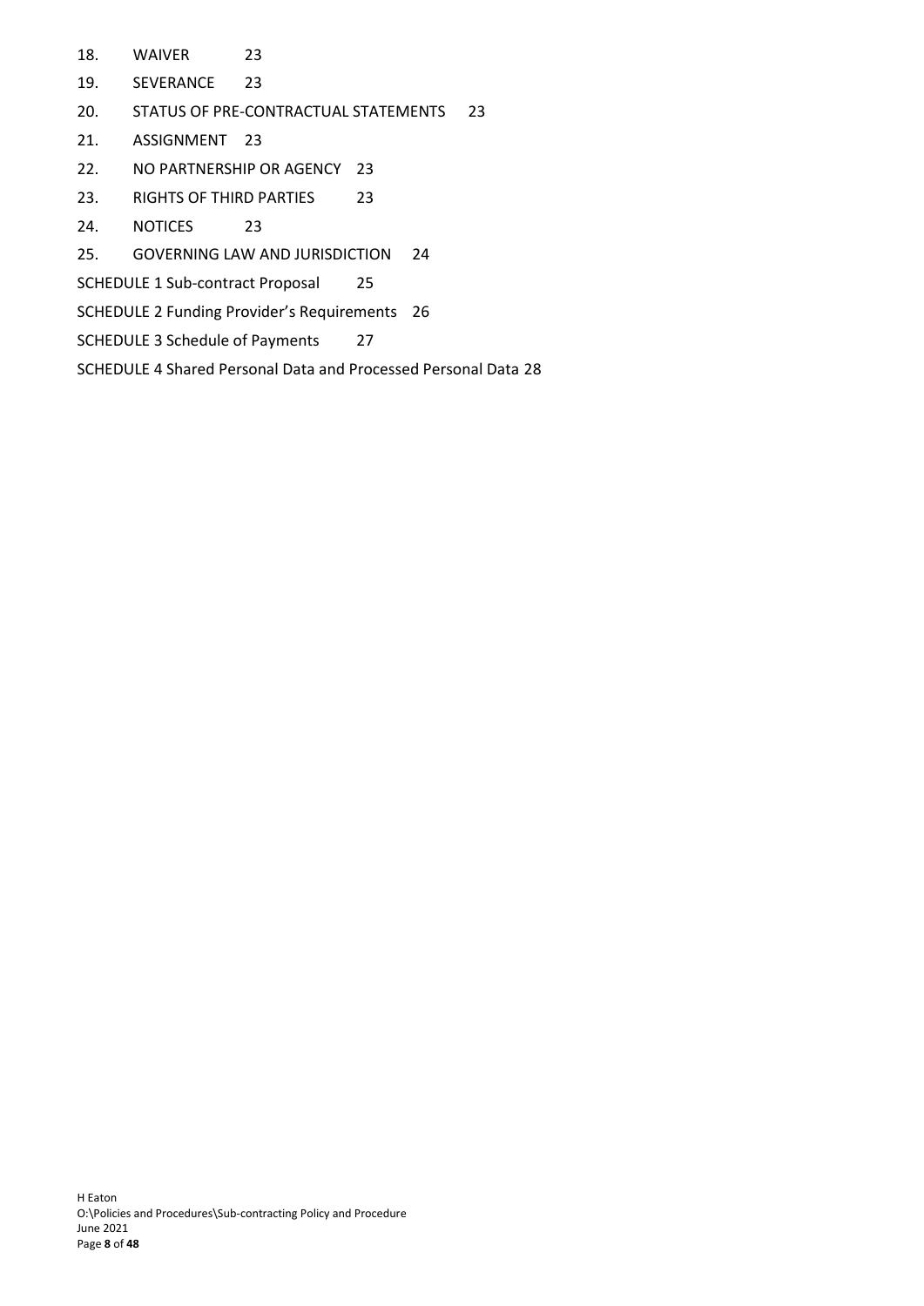18. WAIVER 23

19. SEVERANCE 23

20. STATUS OF PRE-CONTRACTUAL STATEMENTS 23

21. ASSIGNMENT 23

22. NO PARTNERSHIP OR AGENCY 23

23. RIGHTS OF THIRD PARTIES 23

24. NOTICES 23

25. GOVERNING LAW AND JURISDICTION 24

SCHEDULE 1 Sub-contract Proposal 25

SCHEDULE 2 Funding Provider's Requirements 26

SCHEDULE 3 Schedule of Payments 27

SCHEDULE 4 Shared Personal Data and Processed Personal Data 28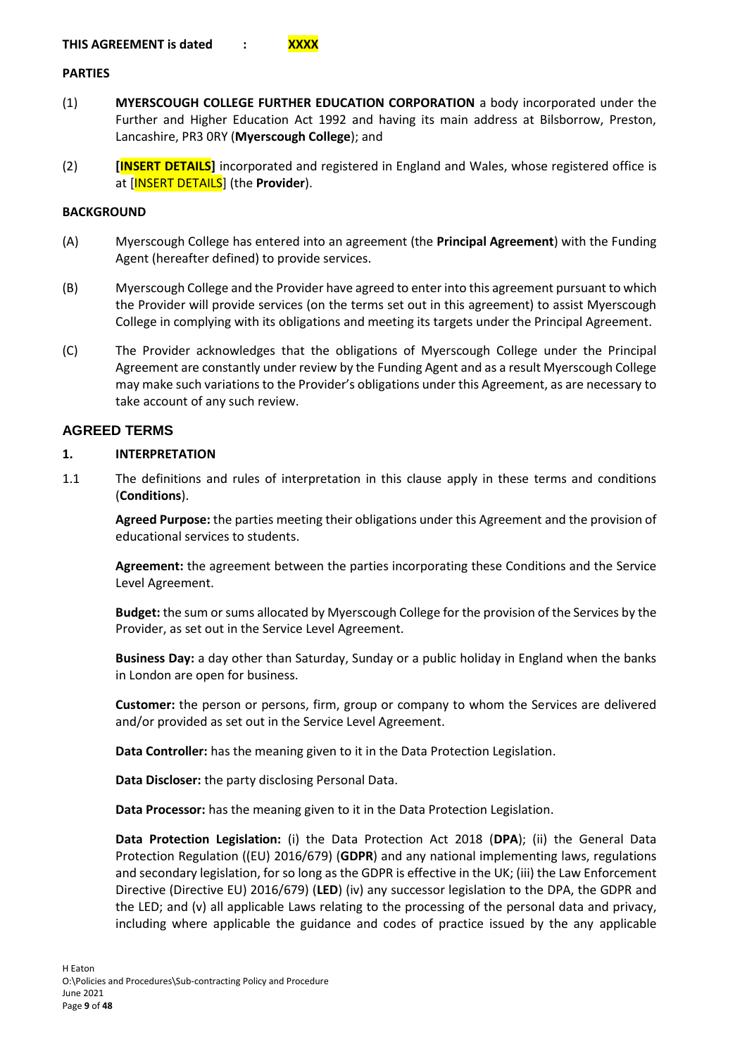**THIS AGREEMENT is dated : XXXX**

**PARTIES**

(1) **MYERSCOUGH COLLEGE FURTHER EDUCATION CORPORATION** a body incorporated under the Further and Higher Education Act 1992 and having its main address at Bilsborrow, Preston, Lancashire, PR3 0RY (**Myerscough College**); and

(2) **[INSERT DETAILS]** incorporated and registered in England and Wales, whose registered office is at [INSERT DETAILS] (the **Provider**).

**BACKGROUND**

(A) Myerscough College has entered into an agreement (the **Principal Agreement**) with the Funding Agent (hereafter defined) to provide services.

(B) Myerscough College and the Provider have agreed to enter into this agreement pursuant to which the Provider will provide services (on the terms set out in this agreement) to assist Myerscough College in complying with its obligations and meeting its targets under the Principal Agreement.

(C) The Provider acknowledges that the obligations of Myerscough College under the Principal Agreement are constantly under review by the Funding Agent and as a result Myerscough College may make such variations to the Provider's obligations under this Agreement, as are necessary to take account of any such review.

## AGREED TERMS

### 1. INTERPRETATION

1.1 The definitions and rules of interpretation in this clause apply in these terms and conditions (**Conditions**).

**Agreed Purpose:** the parties meeting their obligations under this Agreement and the provision of educational services to students.

**Agreement:** the agreement between the parties incorporating these Conditions and the Service Level Agreement.

**Budget:** the sum or sums allocated by Myerscough College for the provision of the Services by the Provider, as set out in the Service Level Agreement.

**Business Day:** a day other than Saturday, Sunday or a public holiday in England when the banks in London are open for business.

**Customer:** the person or persons, firm, group or company to whom the Services are delivered and/or provided as set out in the Service Level Agreement.

**Data Controller:** has the meaning given to it in the Data Protection Legislation.

**Data Discloser:** the party disclosing Personal Data.

**Data Processor:** has the meaning given to it in the Data Protection Legislation.

**Data Protection Legislation:** (i) the Data Protection Act 2018 (**DPA**); (ii) the General Data Protection Regulation ((EU) 2016/679) (**GDPR**) and any national implementing laws, regulations and secondary legislation, for so long as the GDPR is effective in the UK; (iii) the Law Enforcement Directive (Directive EU) 2016/679) (**LED**) (iv) any successor legislation to the DPA, the GDPR and the LED; and (v) all applicable Laws relating to the processing of the personal data and privacy, including where applicable the guidance and codes of practice issued by the any applicable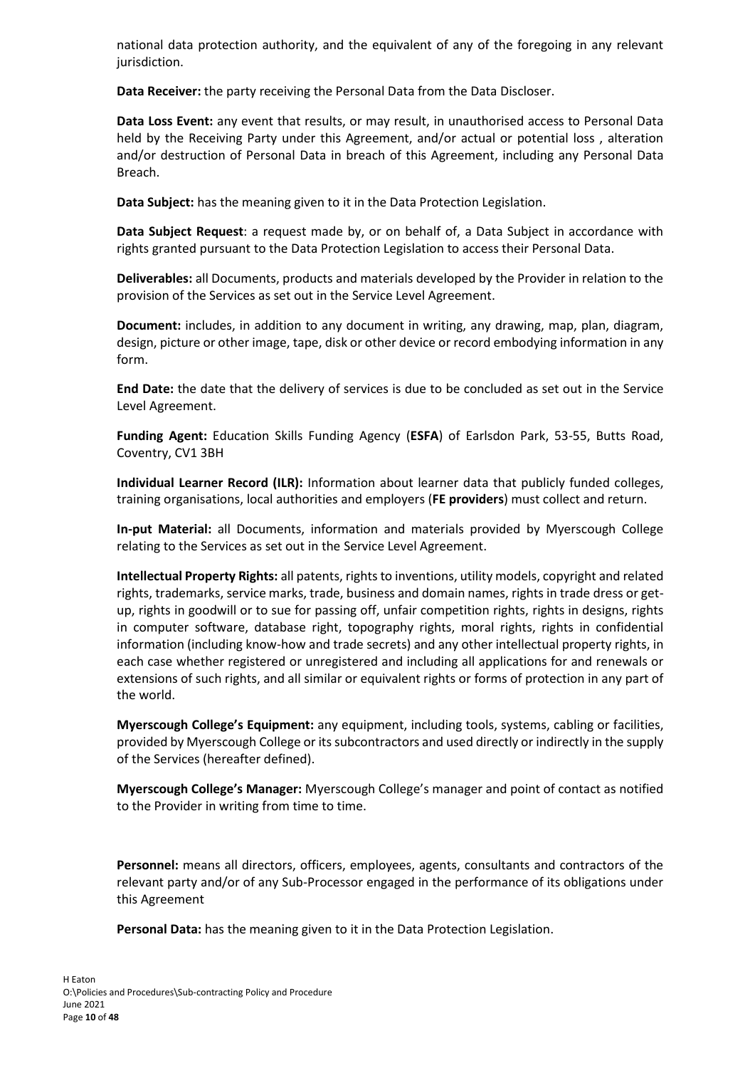national data protection authority, and the equivalent of any of the foregoing in any relevant jurisdiction.

**Data Receiver:** the party receiving the Personal Data from the Data Discloser.

**Data Loss Event:** any event that results, or may result, in unauthorised access to Personal Data held by the Receiving Party under this Agreement, and/or actual or potential loss , alteration and/or destruction of Personal Data in breach of this Agreement, including any Personal Data Breach.

**Data Subject:** has the meaning given to it in the Data Protection Legislation.

**Data Subject Request**: a request made by, or on behalf of, a Data Subject in accordance with rights granted pursuant to the Data Protection Legislation to access their Personal Data.

**Deliverables:** all Documents, products and materials developed by the Provider in relation to the provision of the Services as set out in the Service Level Agreement.

**Document:** includes, in addition to any document in writing, any drawing, map, plan, diagram, design, picture or other image, tape, disk or other device or record embodying information in any form.

**End Date:** the date that the delivery of services is due to be concluded as set out in the Service Level Agreement.

**Funding Agent:** Education Skills Funding Agency (**ESFA**) of Earlsdon Park, 53-55, Butts Road, Coventry, CV1 3BH

**Individual Learner Record (ILR):** Information about learner data that publicly funded colleges, training organisations, local authorities and employers (**FE providers**) must collect and return.

**In-put Material:** all Documents, information and materials provided by Myerscough College relating to the Services as set out in the Service Level Agreement.

**Intellectual Property Rights:** all patents, rights to inventions, utility models, copyright and related rights, trademarks, service marks, trade, business and domain names, rights in trade dress or get-up, rights in goodwill or to sue for passing off, unfair competition rights, rights in designs, rights in computer software, database right, topography rights, moral rights, rights in confidential information (including know-how and trade secrets) and any other intellectual property rights, in each case whether registered or unregistered and including all applications for and renewals or extensions of such rights, and all similar or equivalent rights or forms of protection in any part of the world.

**Myerscough College's Equipment:** any equipment, including tools, systems, cabling or facilities, provided by Myerscough College or its subcontractors and used directly or indirectly in the supply of the Services (hereafter defined).

**Myerscough College's Manager:** Myerscough College's manager and point of contact as notified to the Provider in writing from time to time.

**Personnel:** means all directors, officers, employees, agents, consultants and contractors of the relevant party and/or of any Sub-Processor engaged in the performance of its obligations under this Agreement

**Personal Data:** has the meaning given to it in the Data Protection Legislation.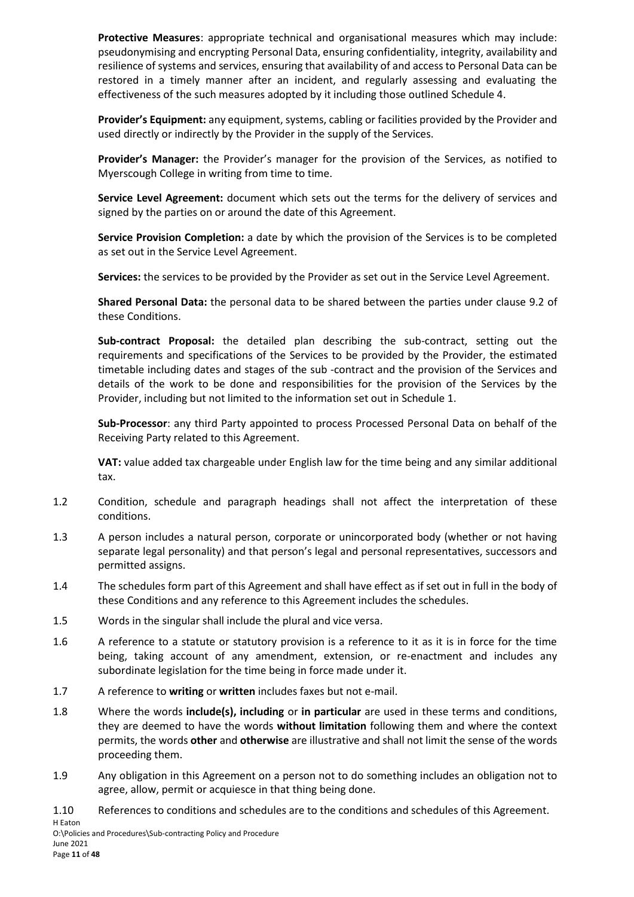**Protective Measures**: appropriate technical and organisational measures which may include: pseudonymising and encrypting Personal Data, ensuring confidentiality, integrity, availability and resilience of systems and services, ensuring that availability of and access to Personal Data can be restored in a timely manner after an incident, and regularly assessing and evaluating the effectiveness of the such measures adopted by it including those outlined Schedule 4.

**Provider's Equipment:** any equipment, systems, cabling or facilities provided by the Provider and used directly or indirectly by the Provider in the supply of the Services.

**Provider's Manager:** the Provider's manager for the provision of the Services, as notified to Myerscough College in writing from time to time.

**Service Level Agreement:** document which sets out the terms for the delivery of services and signed by the parties on or around the date of this Agreement.

**Service Provision Completion:** a date by which the provision of the Services is to be completed as set out in the Service Level Agreement.

**Services:** the services to be provided by the Provider as set out in the Service Level Agreement.

**Shared Personal Data:** the personal data to be shared between the parties under clause 9.2 of these Conditions.

**Sub-contract Proposal:** the detailed plan describing the sub-contract, setting out the requirements and specifications of the Services to be provided by the Provider, the estimated timetable including dates and stages of the sub -contract and the provision of the Services and details of the work to be done and responsibilities for the provision of the Services by the Provider, including but not limited to the information set out in Schedule 1.

**Sub-Processor**: any third Party appointed to process Processed Personal Data on behalf of the Receiving Party related to this Agreement.

**VAT:** value added tax chargeable under English law for the time being and any similar additional tax.

1.2 Condition, schedule and paragraph headings shall not affect the interpretation of these conditions.

1.3 A person includes a natural person, corporate or unincorporated body (whether or not having separate legal personality) and that person's legal and personal representatives, successors and permitted assigns.

1.4 The schedules form part of this Agreement and shall have effect as if set out in full in the body of these Conditions and any reference to this Agreement includes the schedules.

1.5 Words in the singular shall include the plural and vice versa.

1.6 A reference to a statute or statutory provision is a reference to it as it is in force for the time being, taking account of any amendment, extension, or re-enactment and includes any subordinate legislation for the time being in force made under it.

1.7 A reference to **writing** or **written** includes faxes but not e-mail.

1.8 Where the words **include(s), including** or **in particular** are used in these terms and conditions, they are deemed to have the words **without limitation** following them and where the context permits, the words **other** and **otherwise** are illustrative and shall not limit the sense of the words proceeding them.

1.9 Any obligation in this Agreement on a person not to do something includes an obligation not to agree, allow, permit or acquiesce in that thing being done.

1.10 References to conditions and schedules are to the conditions and schedules of this Agreement.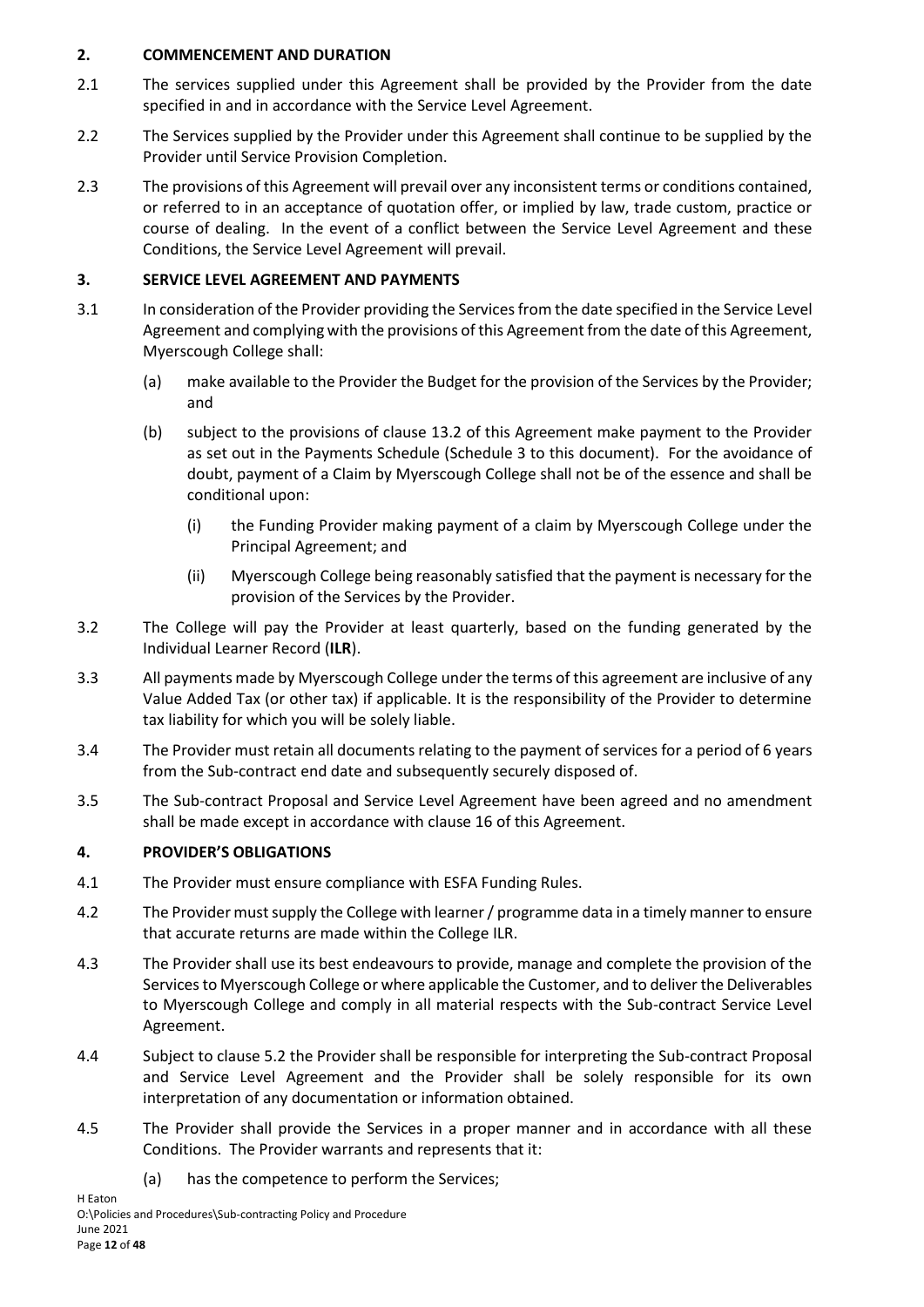## 2. COMMENCEMENT AND DURATION

2.1 The services supplied under this Agreement shall be provided by the Provider from the date specified in and in accordance with the Service Level Agreement.

2.2 The Services supplied by the Provider under this Agreement shall continue to be supplied by the Provider until Service Provision Completion.

2.3 The provisions of this Agreement will prevail over any inconsistent terms or conditions contained, or referred to in an acceptance of quotation offer, or implied by law, trade custom, practice or course of dealing. In the event of a conflict between the Service Level Agreement and these Conditions, the Service Level Agreement will prevail.

## 3. SERVICE LEVEL AGREEMENT AND PAYMENTS

3.1 In consideration of the Provider providing the Services from the date specified in the Service Level Agreement and complying with the provisions of this Agreement from the date of this Agreement, Myerscough College shall:

(a) make available to the Provider the Budget for the provision of the Services by the Provider; and

(b) subject to the provisions of clause 13.2 of this Agreement make payment to the Provider as set out in the Payments Schedule (Schedule 3 to this document). For the avoidance of doubt, payment of a Claim by Myerscough College shall not be of the essence and shall be conditional upon:

(i) the Funding Provider making payment of a claim by Myerscough College under the Principal Agreement; and

(ii) Myerscough College being reasonably satisfied that the payment is necessary for the provision of the Services by the Provider.

3.2 The College will pay the Provider at least quarterly, based on the funding generated by the Individual Learner Record (**ILR**).

3.3 All payments made by Myerscough College under the terms of this agreement are inclusive of any Value Added Tax (or other tax) if applicable. It is the responsibility of the Provider to determine tax liability for which you will be solely liable.

3.4 The Provider must retain all documents relating to the payment of services for a period of 6 years from the Sub-contract end date and subsequently securely disposed of.

3.5 The Sub-contract Proposal and Service Level Agreement have been agreed and no amendment shall be made except in accordance with clause 16 of this Agreement.

## 4. PROVIDER'S OBLIGATIONS

4.1 The Provider must ensure compliance with ESFA Funding Rules.

4.2 The Provider must supply the College with learner / programme data in a timely manner to ensure that accurate returns are made within the College ILR.

4.3 The Provider shall use its best endeavours to provide, manage and complete the provision of the Services to Myerscough College or where applicable the Customer, and to deliver the Deliverables to Myerscough College and comply in all material respects with the Sub-contract Service Level Agreement.

4.4 Subject to clause 5.2 the Provider shall be responsible for interpreting the Sub-contract Proposal and Service Level Agreement and the Provider shall be solely responsible for its own interpretation of any documentation or information obtained.

4.5 The Provider shall provide the Services in a proper manner and in accordance with all these Conditions. The Provider warrants and represents that it:

(a) has the competence to perform the Services;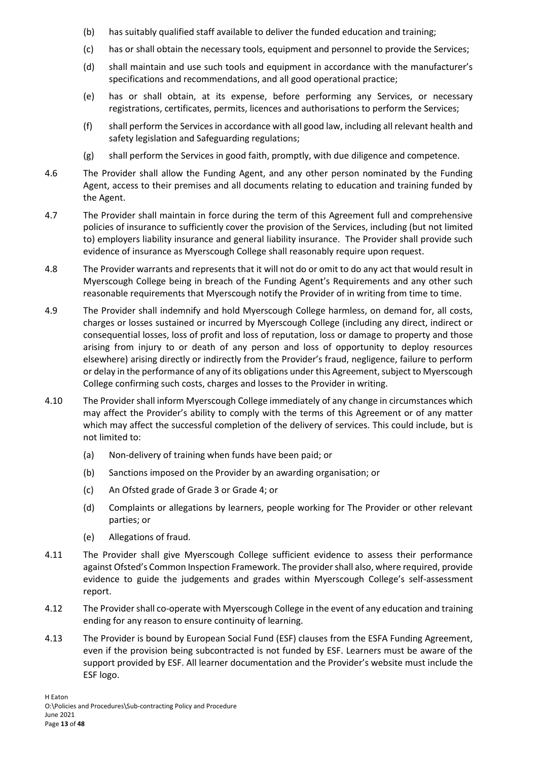(b) has suitably qualified staff available to deliver the funded education and training;

(c) has or shall obtain the necessary tools, equipment and personnel to provide the Services;

(d) shall maintain and use such tools and equipment in accordance with the manufacturer's specifications and recommendations, and all good operational practice;

(e) has or shall obtain, at its expense, before performing any Services, or necessary registrations, certificates, permits, licences and authorisations to perform the Services;

(f) shall perform the Services in accordance with all good law, including all relevant health and safety legislation and Safeguarding regulations;

(g) shall perform the Services in good faith, promptly, with due diligence and competence.

4.6 The Provider shall allow the Funding Agent, and any other person nominated by the Funding Agent, access to their premises and all documents relating to education and training funded by the Agent.

4.7 The Provider shall maintain in force during the term of this Agreement full and comprehensive policies of insurance to sufficiently cover the provision of the Services, including (but not limited to) employers liability insurance and general liability insurance. The Provider shall provide such evidence of insurance as Myerscough College shall reasonably require upon request.

4.8 The Provider warrants and represents that it will not do or omit to do any act that would result in Myerscough College being in breach of the Funding Agent's Requirements and any other such reasonable requirements that Myerscough notify the Provider of in writing from time to time.

4.9 The Provider shall indemnify and hold Myerscough College harmless, on demand for, all costs, charges or losses sustained or incurred by Myerscough College (including any direct, indirect or consequential losses, loss of profit and loss of reputation, loss or damage to property and those arising from injury to or death of any person and loss of opportunity to deploy resources elsewhere) arising directly or indirectly from the Provider's fraud, negligence, failure to perform or delay in the performance of any of its obligations under this Agreement, subject to Myerscough College confirming such costs, charges and losses to the Provider in writing.

4.10 The Provider shall inform Myerscough College immediately of any change in circumstances which may affect the Provider's ability to comply with the terms of this Agreement or of any matter which may affect the successful completion of the delivery of services. This could include, but is not limited to:

(a) Non-delivery of training when funds have been paid; or

(b) Sanctions imposed on the Provider by an awarding organisation; or

(c) An Ofsted grade of Grade 3 or Grade 4; or

(d) Complaints or allegations by learners, people working for The Provider or other relevant parties; or

(e) Allegations of fraud.

4.11 The Provider shall give Myerscough College sufficient evidence to assess their performance against Ofsted's Common Inspection Framework. The provider shall also, where required, provide evidence to guide the judgements and grades within Myerscough College's self-assessment report.

4.12 The Provider shall co-operate with Myerscough College in the event of any education and training ending for any reason to ensure continuity of learning.

4.13 The Provider is bound by European Social Fund (ESF) clauses from the ESFA Funding Agreement, even if the provision being subcontracted is not funded by ESF. Learners must be aware of the support provided by ESF. All learner documentation and the Provider's website must include the ESF logo.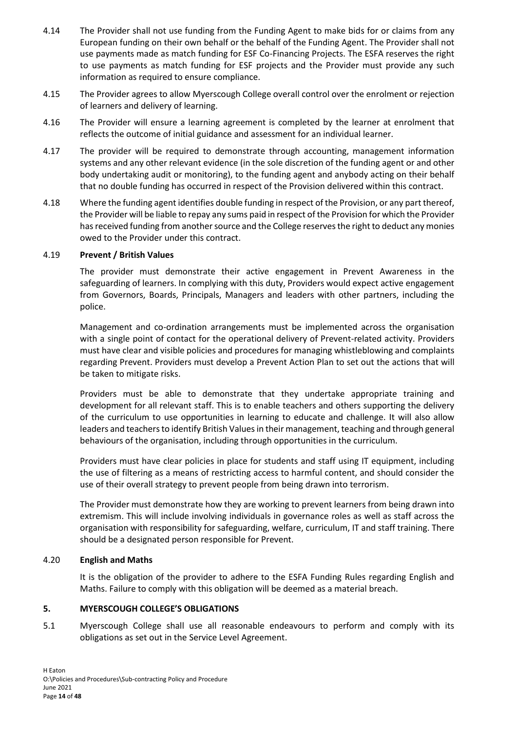4.14 The Provider shall not use funding from the Funding Agent to make bids for or claims from any European funding on their own behalf or the behalf of the Funding Agent. The Provider shall not use payments made as match funding for ESF Co-Financing Projects. The ESFA reserves the right to use payments as match funding for ESF projects and the Provider must provide any such information as required to ensure compliance.

4.15 The Provider agrees to allow Myerscough College overall control over the enrolment or rejection of learners and delivery of learning.

4.16 The Provider will ensure a learning agreement is completed by the learner at enrolment that reflects the outcome of initial guidance and assessment for an individual learner.

4.17 The provider will be required to demonstrate through accounting, management information systems and any other relevant evidence (in the sole discretion of the funding agent or and other body undertaking audit or monitoring), to the funding agent and anybody acting on their behalf that no double funding has occurred in respect of the Provision delivered within this contract.

4.18 Where the funding agent identifies double funding in respect of the Provision, or any part thereof, the Provider will be liable to repay any sums paid in respect of the Provision for which the Provider has received funding from another source and the College reserves the right to deduct any monies owed to the Provider under this contract.

4.19 **Prevent / British Values**

The provider must demonstrate their active engagement in Prevent Awareness in the safeguarding of learners. In complying with this duty, Providers would expect active engagement from Governors, Boards, Principals, Managers and leaders with other partners, including the police.

Management and co-ordination arrangements must be implemented across the organisation with a single point of contact for the operational delivery of Prevent-related activity. Providers must have clear and visible policies and procedures for managing whistleblowing and complaints regarding Prevent. Providers must develop a Prevent Action Plan to set out the actions that will be taken to mitigate risks.

Providers must be able to demonstrate that they undertake appropriate training and development for all relevant staff. This is to enable teachers and others supporting the delivery of the curriculum to use opportunities in learning to educate and challenge. It will also allow leaders and teachers to identify British Values in their management, teaching and through general behaviours of the organisation, including through opportunities in the curriculum.

Providers must have clear policies in place for students and staff using IT equipment, including the use of filtering as a means of restricting access to harmful content, and should consider the use of their overall strategy to prevent people from being drawn into terrorism.

The Provider must demonstrate how they are working to prevent learners from being drawn into extremism. This will include involving individuals in governance roles as well as staff across the organisation with responsibility for safeguarding, welfare, curriculum, IT and staff training. There should be a designated person responsible for Prevent.

4.20 **English and Maths**

It is the obligation of the provider to adhere to the ESFA Funding Rules regarding English and Maths. Failure to comply with this obligation will be deemed as a material breach.

## 5. MYERSCOUGH COLLEGE'S OBLIGATIONS

5.1 Myerscough College shall use all reasonable endeavours to perform and comply with its obligations as set out in the Service Level Agreement.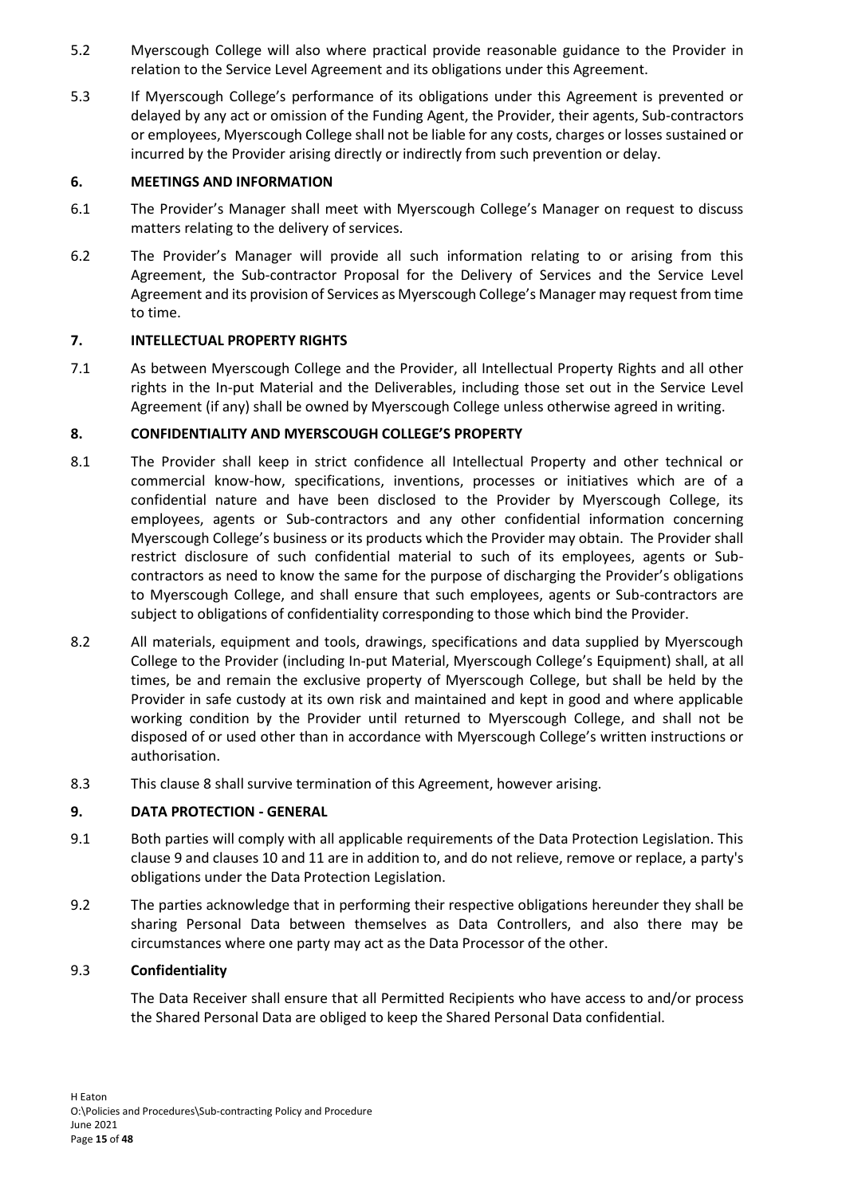5.2 Myerscough College will also where practical provide reasonable guidance to the Provider in relation to the Service Level Agreement and its obligations under this Agreement.

5.3 If Myerscough College's performance of its obligations under this Agreement is prevented or delayed by any act or omission of the Funding Agent, the Provider, their agents, Sub-contractors or employees, Myerscough College shall not be liable for any costs, charges or losses sustained or incurred by the Provider arising directly or indirectly from such prevention or delay.

## 6. MEETINGS AND INFORMATION

6.1 The Provider's Manager shall meet with Myerscough College's Manager on request to discuss matters relating to the delivery of services.

6.2 The Provider's Manager will provide all such information relating to or arising from this Agreement, the Sub-contractor Proposal for the Delivery of Services and the Service Level Agreement and its provision of Services as Myerscough College's Manager may request from time to time.

## 7. INTELLECTUAL PROPERTY RIGHTS

7.1 As between Myerscough College and the Provider, all Intellectual Property Rights and all other rights in the In-put Material and the Deliverables, including those set out in the Service Level Agreement (if any) shall be owned by Myerscough College unless otherwise agreed in writing.

## 8. CONFIDENTIALITY AND MYERSCOUGH COLLEGE'S PROPERTY

8.1 The Provider shall keep in strict confidence all Intellectual Property and other technical or commercial know-how, specifications, inventions, processes or initiatives which are of a confidential nature and have been disclosed to the Provider by Myerscough College, its employees, agents or Sub-contractors and any other confidential information concerning Myerscough College's business or its products which the Provider may obtain. The Provider shall restrict disclosure of such confidential material to such of its employees, agents or Sub-contractors as need to know the same for the purpose of discharging the Provider's obligations to Myerscough College, and shall ensure that such employees, agents or Sub-contractors are subject to obligations of confidentiality corresponding to those which bind the Provider.

8.2 All materials, equipment and tools, drawings, specifications and data supplied by Myerscough College to the Provider (including In-put Material, Myerscough College's Equipment) shall, at all times, be and remain the exclusive property of Myerscough College, but shall be held by the Provider in safe custody at its own risk and maintained and kept in good and where applicable working condition by the Provider until returned to Myerscough College, and shall not be disposed of or used other than in accordance with Myerscough College's written instructions or authorisation.

8.3 This clause 8 shall survive termination of this Agreement, however arising.

## 9. DATA PROTECTION - GENERAL

9.1 Both parties will comply with all applicable requirements of the Data Protection Legislation. This clause 9 and clauses 10 and 11 are in addition to, and do not relieve, remove or replace, a party's obligations under the Data Protection Legislation.

9.2 The parties acknowledge that in performing their respective obligations hereunder they shall be sharing Personal Data between themselves as Data Controllers, and also there may be circumstances where one party may act as the Data Processor of the other.

9.3 **Confidentiality**

The Data Receiver shall ensure that all Permitted Recipients who have access to and/or process the Shared Personal Data are obliged to keep the Shared Personal Data confidential.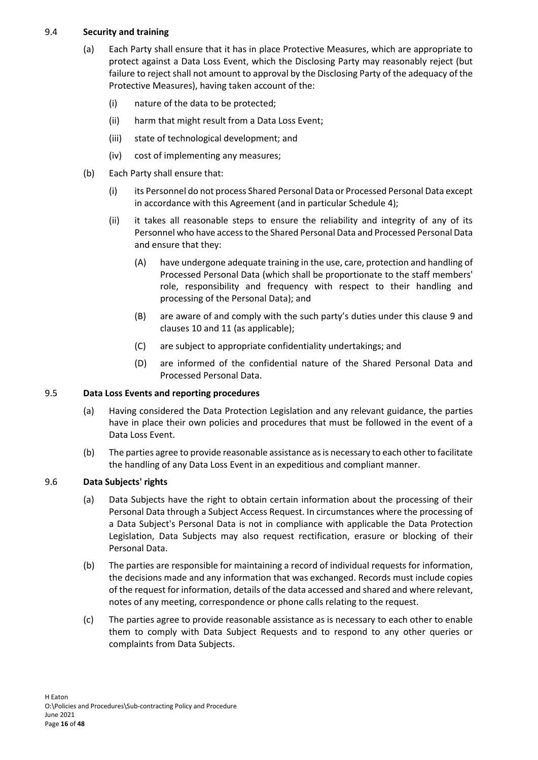9.4 **Security and training**

(a) Each Party shall ensure that it has in place Protective Measures, which are appropriate to protect against a Data Loss Event, which the Disclosing Party may reasonably reject (but failure to reject shall not amount to approval by the Disclosing Party of the adequacy of the Protective Measures), having taken account of the:

(i) nature of the data to be protected;

(ii) harm that might result from a Data Loss Event;

(iii) state of technological development; and

(iv) cost of implementing any measures;

(b) Each Party shall ensure that:

(i) its Personnel do not process Shared Personal Data or Processed Personal Data except in accordance with this Agreement (and in particular Schedule 4);

(ii) it takes all reasonable steps to ensure the reliability and integrity of any of its Personnel who have access to the Shared Personal Data and Processed Personal Data and ensure that they:

(A) have undergone adequate training in the use, care, protection and handling of Processed Personal Data (which shall be proportionate to the staff members' role, responsibility and frequency with respect to their handling and processing of the Personal Data); and

(B) are aware of and comply with the such party's duties under this clause 9 and clauses 10 and 11 (as applicable);

(C) are subject to appropriate confidentiality undertakings; and

(D) are informed of the confidential nature of the Shared Personal Data and Processed Personal Data.

9.5 **Data Loss Events and reporting procedures**

(a) Having considered the Data Protection Legislation and any relevant guidance, the parties have in place their own policies and procedures that must be followed in the event of a Data Loss Event.

(b) The parties agree to provide reasonable assistance as is necessary to each other to facilitate the handling of any Data Loss Event in an expeditious and compliant manner.

9.6 **Data Subjects' rights**

(a) Data Subjects have the right to obtain certain information about the processing of their Personal Data through a Subject Access Request. In circumstances where the processing of a Data Subject's Personal Data is not in compliance with applicable the Data Protection Legislation, Data Subjects may also request rectification, erasure or blocking of their Personal Data.

(b) The parties are responsible for maintaining a record of individual requests for information, the decisions made and any information that was exchanged. Records must include copies of the request for information, details of the data accessed and shared and where relevant, notes of any meeting, correspondence or phone calls relating to the request.

(c) The parties agree to provide reasonable assistance as is necessary to each other to enable them to comply with Data Subject Requests and to respond to any other queries or complaints from Data Subjects.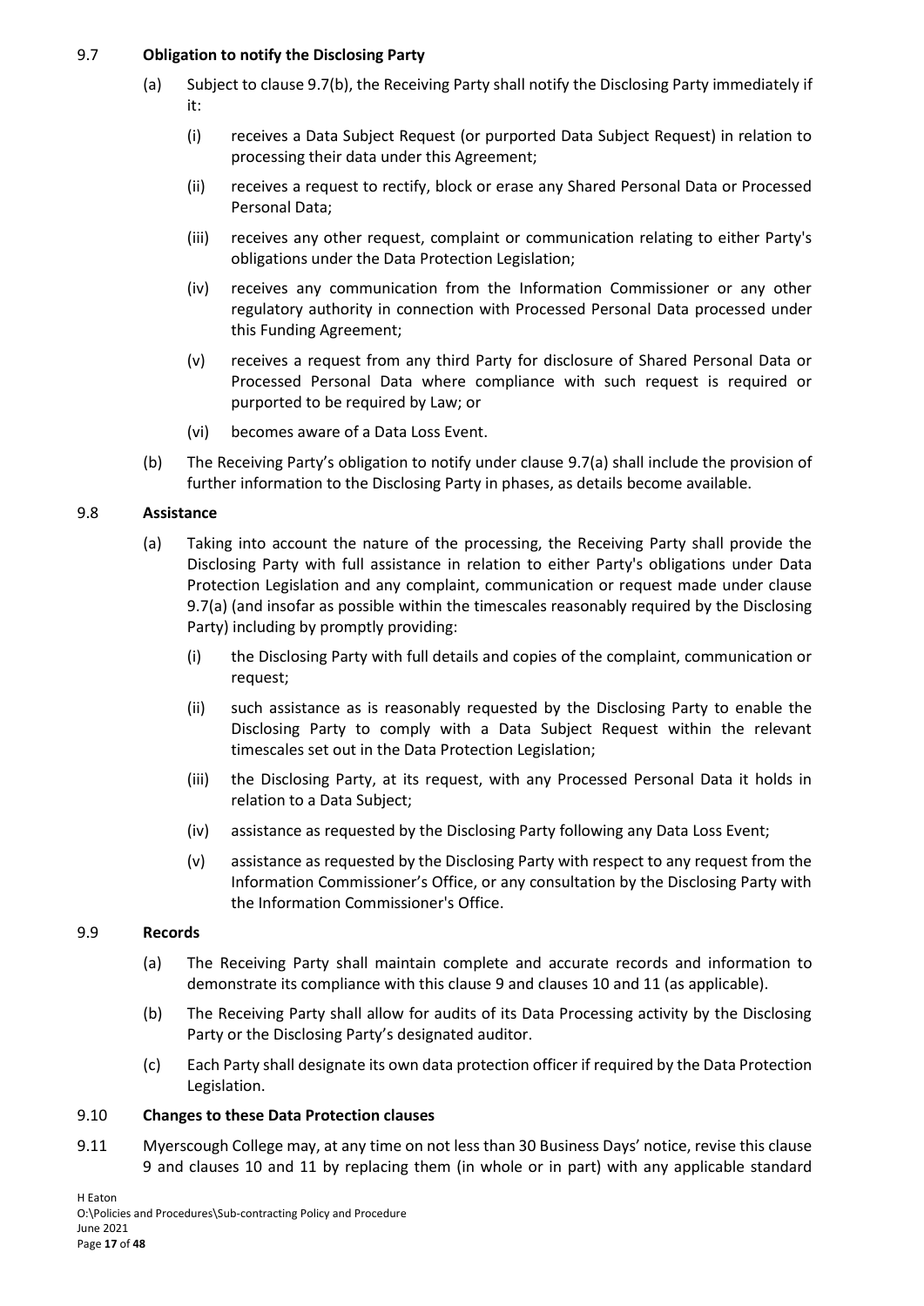### 9.7 **Obligation to notify the Disclosing Party**

(a) Subject to clause 9.7(b), the Receiving Party shall notify the Disclosing Party immediately if it:

(i) receives a Data Subject Request (or purported Data Subject Request) in relation to processing their data under this Agreement;

(ii) receives a request to rectify, block or erase any Shared Personal Data or Processed Personal Data;

(iii) receives any other request, complaint or communication relating to either Party's obligations under the Data Protection Legislation;

(iv) receives any communication from the Information Commissioner or any other regulatory authority in connection with Processed Personal Data processed under this Funding Agreement;

(v) receives a request from any third Party for disclosure of Shared Personal Data or Processed Personal Data where compliance with such request is required or purported to be required by Law; or

(vi) becomes aware of a Data Loss Event.

(b) The Receiving Party's obligation to notify under clause 9.7(a) shall include the provision of further information to the Disclosing Party in phases, as details become available.

### 9.8 **Assistance**

(a) Taking into account the nature of the processing, the Receiving Party shall provide the Disclosing Party with full assistance in relation to either Party's obligations under Data Protection Legislation and any complaint, communication or request made under clause 9.7(a) (and insofar as possible within the timescales reasonably required by the Disclosing Party) including by promptly providing:

(i) the Disclosing Party with full details and copies of the complaint, communication or request;

(ii) such assistance as is reasonably requested by the Disclosing Party to enable the Disclosing Party to comply with a Data Subject Request within the relevant timescales set out in the Data Protection Legislation;

(iii) the Disclosing Party, at its request, with any Processed Personal Data it holds in relation to a Data Subject;

(iv) assistance as requested by the Disclosing Party following any Data Loss Event;

(v) assistance as requested by the Disclosing Party with respect to any request from the Information Commissioner's Office, or any consultation by the Disclosing Party with the Information Commissioner's Office.

### 9.9 **Records**

(a) The Receiving Party shall maintain complete and accurate records and information to demonstrate its compliance with this clause 9 and clauses 10 and 11 (as applicable).

(b) The Receiving Party shall allow for audits of its Data Processing activity by the Disclosing Party or the Disclosing Party's designated auditor.

(c) Each Party shall designate its own data protection officer if required by the Data Protection Legislation.

### 9.10 **Changes to these Data Protection clauses**

9.11 Myerscough College may, at any time on not less than 30 Business Days' notice, revise this clause 9 and clauses 10 and 11 by replacing them (in whole or in part) with any applicable standard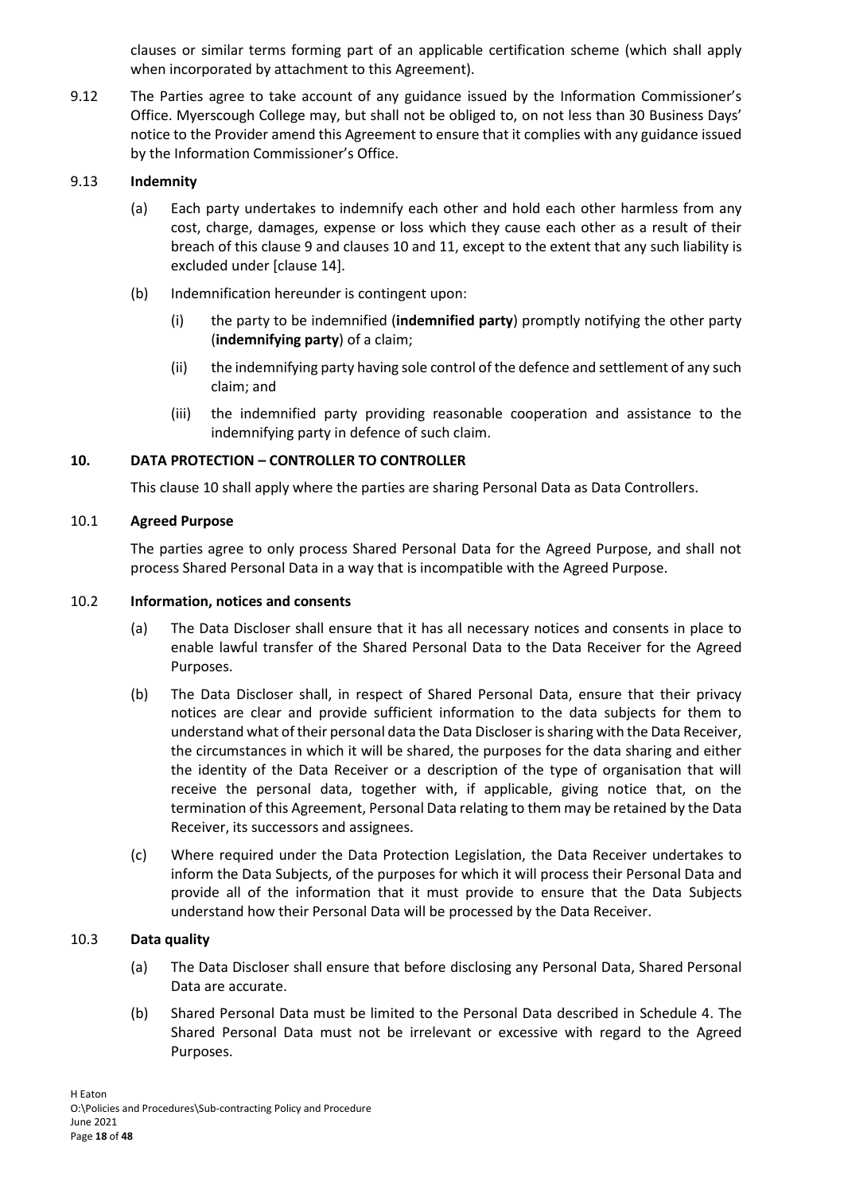clauses or similar terms forming part of an applicable certification scheme (which shall apply when incorporated by attachment to this Agreement).

9.12 The Parties agree to take account of any guidance issued by the Information Commissioner's Office. Myerscough College may, but shall not be obliged to, on not less than 30 Business Days' notice to the Provider amend this Agreement to ensure that it complies with any guidance issued by the Information Commissioner's Office.

9.13 **Indemnity**

(a) Each party undertakes to indemnify each other and hold each other harmless from any cost, charge, damages, expense or loss which they cause each other as a result of their breach of this clause 9 and clauses 10 and 11, except to the extent that any such liability is excluded under [clause 14].

(b) Indemnification hereunder is contingent upon:

(i) the party to be indemnified (**indemnified party**) promptly notifying the other party (**indemnifying party**) of a claim;

(ii) the indemnifying party having sole control of the defence and settlement of any such claim; and

(iii) the indemnified party providing reasonable cooperation and assistance to the indemnifying party in defence of such claim.

## 10. DATA PROTECTION – CONTROLLER TO CONTROLLER

This clause 10 shall apply where the parties are sharing Personal Data as Data Controllers.

10.1 **Agreed Purpose**

The parties agree to only process Shared Personal Data for the Agreed Purpose, and shall not process Shared Personal Data in a way that is incompatible with the Agreed Purpose.

10.2 **Information, notices and consents**

(a) The Data Discloser shall ensure that it has all necessary notices and consents in place to enable lawful transfer of the Shared Personal Data to the Data Receiver for the Agreed Purposes.

(b) The Data Discloser shall, in respect of Shared Personal Data, ensure that their privacy notices are clear and provide sufficient information to the data subjects for them to understand what of their personal data the Data Discloser is sharing with the Data Receiver, the circumstances in which it will be shared, the purposes for the data sharing and either the identity of the Data Receiver or a description of the type of organisation that will receive the personal data, together with, if applicable, giving notice that, on the termination of this Agreement, Personal Data relating to them may be retained by the Data Receiver, its successors and assignees.

(c) Where required under the Data Protection Legislation, the Data Receiver undertakes to inform the Data Subjects, of the purposes for which it will process their Personal Data and provide all of the information that it must provide to ensure that the Data Subjects understand how their Personal Data will be processed by the Data Receiver.

10.3 **Data quality**

(a) The Data Discloser shall ensure that before disclosing any Personal Data, Shared Personal Data are accurate.

(b) Shared Personal Data must be limited to the Personal Data described in Schedule 4. The Shared Personal Data must not be irrelevant or excessive with regard to the Agreed Purposes.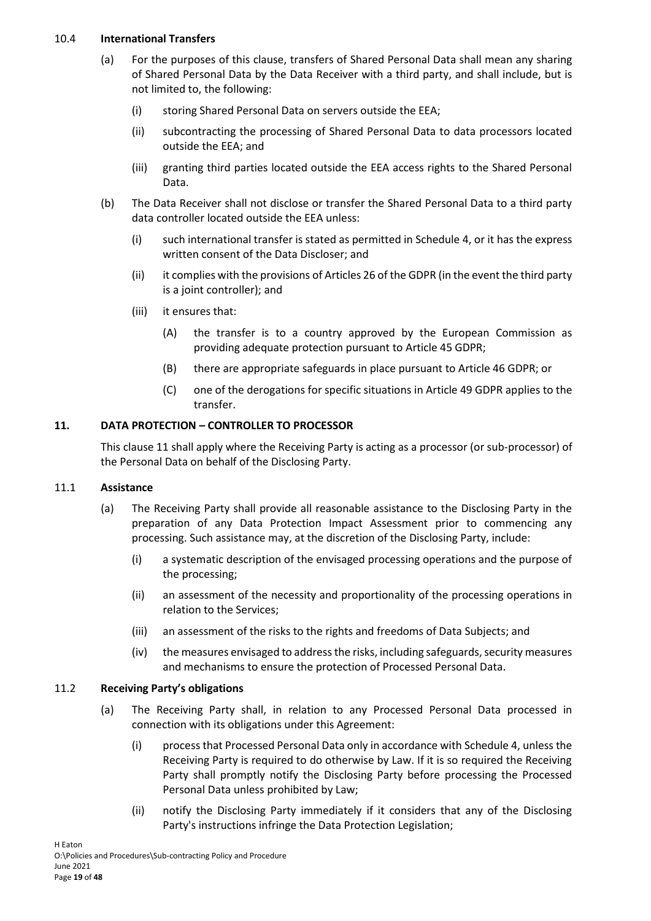### 10.4 **International Transfers**

(a) For the purposes of this clause, transfers of Shared Personal Data shall mean any sharing of Shared Personal Data by the Data Receiver with a third party, and shall include, but is not limited to, the following:

(i) storing Shared Personal Data on servers outside the EEA;

(ii) subcontracting the processing of Shared Personal Data to data processors located outside the EEA; and

(iii) granting third parties located outside the EEA access rights to the Shared Personal Data.

(b) The Data Receiver shall not disclose or transfer the Shared Personal Data to a third party data controller located outside the EEA unless:

(i) such international transfer is stated as permitted in Schedule 4, or it has the express written consent of the Data Discloser; and

(ii) it complies with the provisions of Articles 26 of the GDPR (in the event the third party is a joint controller); and

(iii) it ensures that:

(A) the transfer is to a country approved by the European Commission as providing adequate protection pursuant to Article 45 GDPR;

(B) there are appropriate safeguards in place pursuant to Article 46 GDPR; or

(C) one of the derogations for specific situations in Article 49 GDPR applies to the transfer.

## 11. DATA PROTECTION – CONTROLLER TO PROCESSOR

This clause 11 shall apply where the Receiving Party is acting as a processor (or sub-processor) of the Personal Data on behalf of the Disclosing Party.

### 11.1 **Assistance**

(a) The Receiving Party shall provide all reasonable assistance to the Disclosing Party in the preparation of any Data Protection Impact Assessment prior to commencing any processing. Such assistance may, at the discretion of the Disclosing Party, include:

(i) a systematic description of the envisaged processing operations and the purpose of the processing;

(ii) an assessment of the necessity and proportionality of the processing operations in relation to the Services;

(iii) an assessment of the risks to the rights and freedoms of Data Subjects; and

(iv) the measures envisaged to address the risks, including safeguards, security measures and mechanisms to ensure the protection of Processed Personal Data.

### 11.2 **Receiving Party's obligations**

(a) The Receiving Party shall, in relation to any Processed Personal Data processed in connection with its obligations under this Agreement:

(i) process that Processed Personal Data only in accordance with Schedule 4, unless the Receiving Party is required to do otherwise by Law. If it is so required the Receiving Party shall promptly notify the Disclosing Party before processing the Processed Personal Data unless prohibited by Law;

(ii) notify the Disclosing Party immediately if it considers that any of the Disclosing Party's instructions infringe the Data Protection Legislation;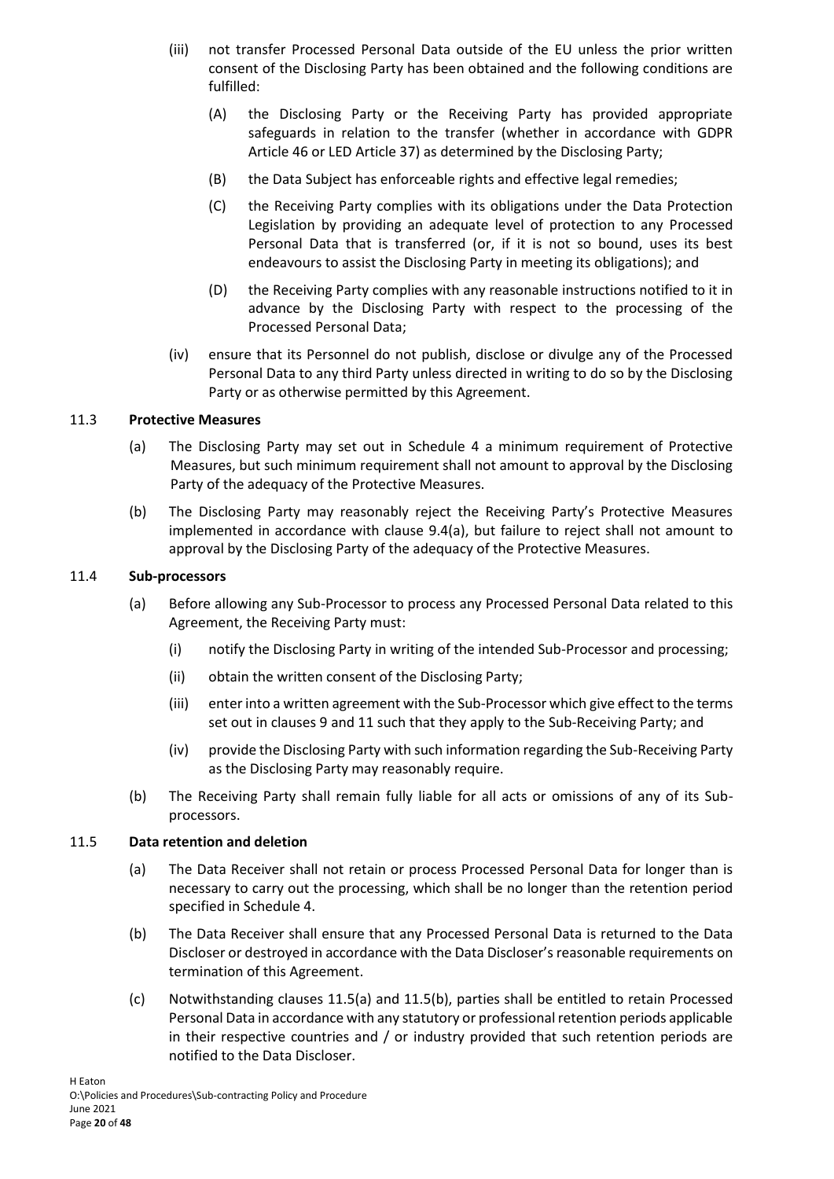(iii) not transfer Processed Personal Data outside of the EU unless the prior written consent of the Disclosing Party has been obtained and the following conditions are fulfilled:

(A) the Disclosing Party or the Receiving Party has provided appropriate safeguards in relation to the transfer (whether in accordance with GDPR Article 46 or LED Article 37) as determined by the Disclosing Party;

(B) the Data Subject has enforceable rights and effective legal remedies;

(C) the Receiving Party complies with its obligations under the Data Protection Legislation by providing an adequate level of protection to any Processed Personal Data that is transferred (or, if it is not so bound, uses its best endeavours to assist the Disclosing Party in meeting its obligations); and

(D) the Receiving Party complies with any reasonable instructions notified to it in advance by the Disclosing Party with respect to the processing of the Processed Personal Data;

(iv) ensure that its Personnel do not publish, disclose or divulge any of the Processed Personal Data to any third Party unless directed in writing to do so by the Disclosing Party or as otherwise permitted by this Agreement.

11.3 **Protective Measures**

(a) The Disclosing Party may set out in Schedule 4 a minimum requirement of Protective Measures, but such minimum requirement shall not amount to approval by the Disclosing Party of the adequacy of the Protective Measures.

(b) The Disclosing Party may reasonably reject the Receiving Party's Protective Measures implemented in accordance with clause 9.4(a), but failure to reject shall not amount to approval by the Disclosing Party of the adequacy of the Protective Measures.

11.4 **Sub-processors**

(a) Before allowing any Sub-Processor to process any Processed Personal Data related to this Agreement, the Receiving Party must:

(i) notify the Disclosing Party in writing of the intended Sub-Processor and processing;

(ii) obtain the written consent of the Disclosing Party;

(iii) enter into a written agreement with the Sub-Processor which give effect to the terms set out in clauses 9 and 11 such that they apply to the Sub-Receiving Party; and

(iv) provide the Disclosing Party with such information regarding the Sub-Receiving Party as the Disclosing Party may reasonably require.

(b) The Receiving Party shall remain fully liable for all acts or omissions of any of its Sub-processors.

11.5 **Data retention and deletion**

(a) The Data Receiver shall not retain or process Processed Personal Data for longer than is necessary to carry out the processing, which shall be no longer than the retention period specified in Schedule 4.

(b) The Data Receiver shall ensure that any Processed Personal Data is returned to the Data Discloser or destroyed in accordance with the Data Discloser's reasonable requirements on termination of this Agreement.

(c) Notwithstanding clauses 11.5(a) and 11.5(b), parties shall be entitled to retain Processed Personal Data in accordance with any statutory or professional retention periods applicable in their respective countries and / or industry provided that such retention periods are notified to the Data Discloser.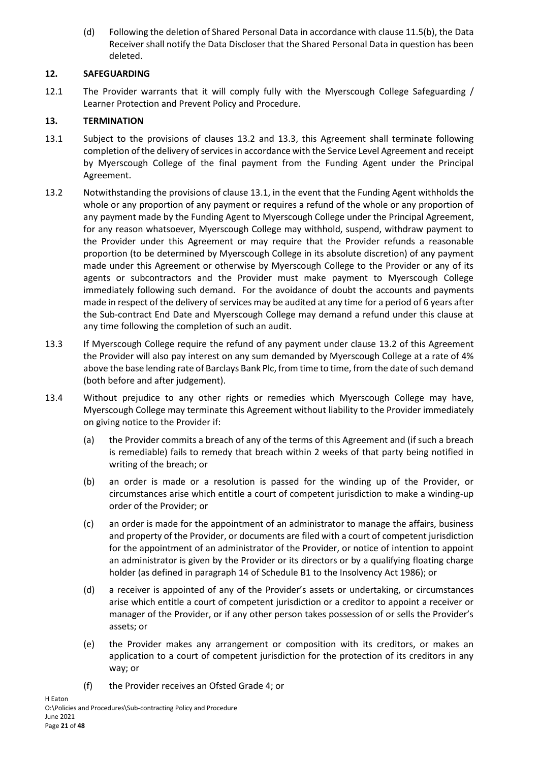(d) Following the deletion of Shared Personal Data in accordance with clause 11.5(b), the Data Receiver shall notify the Data Discloser that the Shared Personal Data in question has been deleted.

## 12. SAFEGUARDING

12.1 The Provider warrants that it will comply fully with the Myerscough College Safeguarding / Learner Protection and Prevent Policy and Procedure.

## 13. TERMINATION

13.1 Subject to the provisions of clauses 13.2 and 13.3, this Agreement shall terminate following completion of the delivery of services in accordance with the Service Level Agreement and receipt by Myerscough College of the final payment from the Funding Agent under the Principal Agreement.

13.2 Notwithstanding the provisions of clause 13.1, in the event that the Funding Agent withholds the whole or any proportion of any payment or requires a refund of the whole or any proportion of any payment made by the Funding Agent to Myerscough College under the Principal Agreement, for any reason whatsoever, Myerscough College may withhold, suspend, withdraw payment to the Provider under this Agreement or may require that the Provider refunds a reasonable proportion (to be determined by Myerscough College in its absolute discretion) of any payment made under this Agreement or otherwise by Myerscough College to the Provider or any of its agents or subcontractors and the Provider must make payment to Myerscough College immediately following such demand. For the avoidance of doubt the accounts and payments made in respect of the delivery of services may be audited at any time for a period of 6 years after the Sub-contract End Date and Myerscough College may demand a refund under this clause at any time following the completion of such an audit.

13.3 If Myerscough College require the refund of any payment under clause 13.2 of this Agreement the Provider will also pay interest on any sum demanded by Myerscough College at a rate of 4% above the base lending rate of Barclays Bank Plc, from time to time, from the date of such demand (both before and after judgement).

13.4 Without prejudice to any other rights or remedies which Myerscough College may have, Myerscough College may terminate this Agreement without liability to the Provider immediately on giving notice to the Provider if:

(a) the Provider commits a breach of any of the terms of this Agreement and (if such a breach is remediable) fails to remedy that breach within 2 weeks of that party being notified in writing of the breach; or

(b) an order is made or a resolution is passed for the winding up of the Provider, or circumstances arise which entitle a court of competent jurisdiction to make a winding-up order of the Provider; or

(c) an order is made for the appointment of an administrator to manage the affairs, business and property of the Provider, or documents are filed with a court of competent jurisdiction for the appointment of an administrator of the Provider, or notice of intention to appoint an administrator is given by the Provider or its directors or by a qualifying floating charge holder (as defined in paragraph 14 of Schedule B1 to the Insolvency Act 1986); or

(d) a receiver is appointed of any of the Provider's assets or undertaking, or circumstances arise which entitle a court of competent jurisdiction or a creditor to appoint a receiver or manager of the Provider, or if any other person takes possession of or sells the Provider's assets; or

(e) the Provider makes any arrangement or composition with its creditors, or makes an application to a court of competent jurisdiction for the protection of its creditors in any way; or

(f) the Provider receives an Ofsted Grade 4; or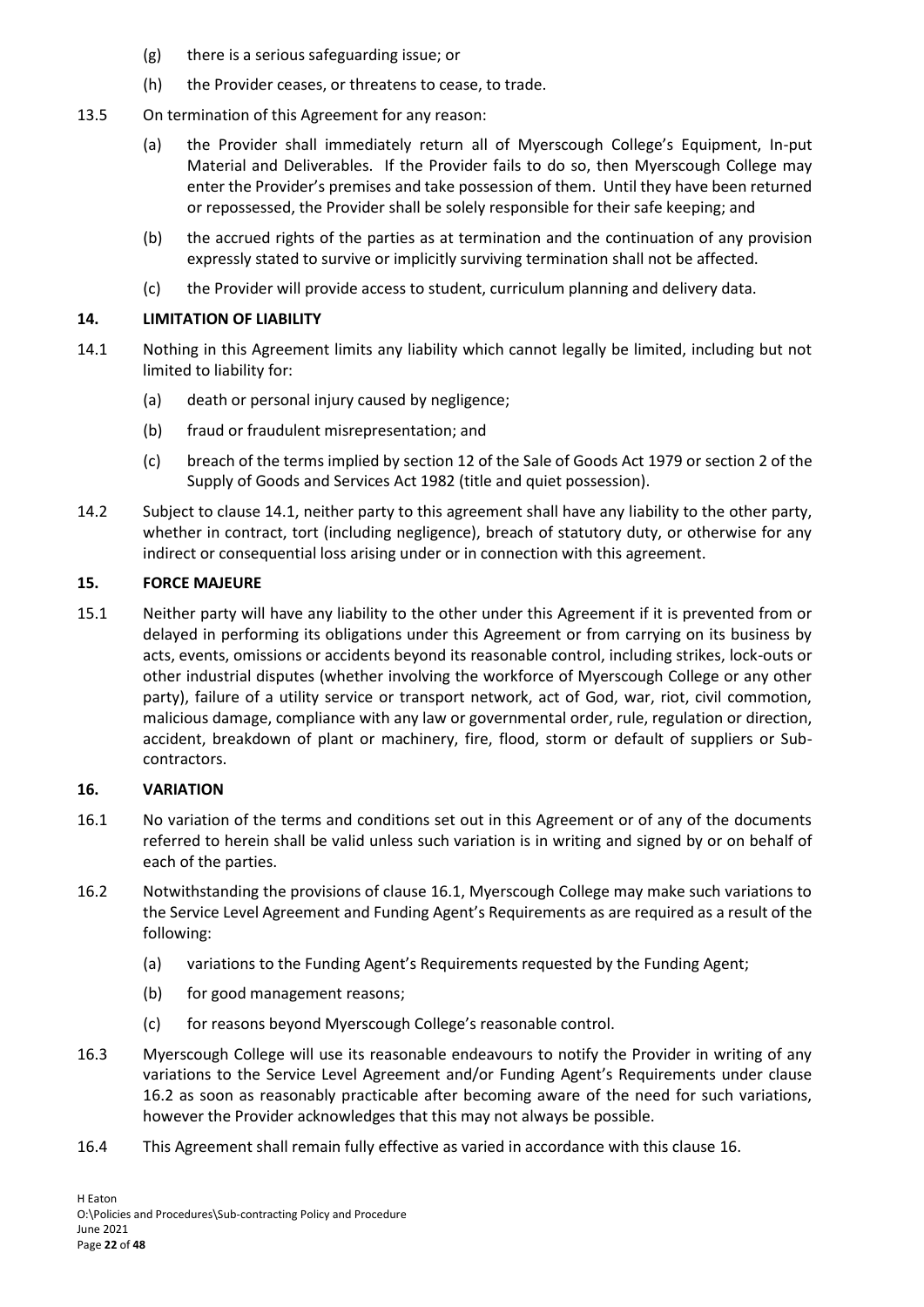(g) there is a serious safeguarding issue; or

(h) the Provider ceases, or threatens to cease, to trade.

13.5 On termination of this Agreement for any reason:

(a) the Provider shall immediately return all of Myerscough College's Equipment, In-put Material and Deliverables. If the Provider fails to do so, then Myerscough College may enter the Provider's premises and take possession of them. Until they have been returned or repossessed, the Provider shall be solely responsible for their safe keeping; and

(b) the accrued rights of the parties as at termination and the continuation of any provision expressly stated to survive or implicitly surviving termination shall not be affected.

(c) the Provider will provide access to student, curriculum planning and delivery data.

### 14. LIMITATION OF LIABILITY

14.1 Nothing in this Agreement limits any liability which cannot legally be limited, including but not limited to liability for:

(a) death or personal injury caused by negligence;

(b) fraud or fraudulent misrepresentation; and

(c) breach of the terms implied by section 12 of the Sale of Goods Act 1979 or section 2 of the Supply of Goods and Services Act 1982 (title and quiet possession).

14.2 Subject to clause 14.1, neither party to this agreement shall have any liability to the other party, whether in contract, tort (including negligence), breach of statutory duty, or otherwise for any indirect or consequential loss arising under or in connection with this agreement.

### 15. FORCE MAJEURE

15.1 Neither party will have any liability to the other under this Agreement if it is prevented from or delayed in performing its obligations under this Agreement or from carrying on its business by acts, events, omissions or accidents beyond its reasonable control, including strikes, lock-outs or other industrial disputes (whether involving the workforce of Myerscough College or any other party), failure of a utility service or transport network, act of God, war, riot, civil commotion, malicious damage, compliance with any law or governmental order, rule, regulation or direction, accident, breakdown of plant or machinery, fire, flood, storm or default of suppliers or Sub-contractors.

### 16. VARIATION

16.1 No variation of the terms and conditions set out in this Agreement or of any of the documents referred to herein shall be valid unless such variation is in writing and signed by or on behalf of each of the parties.

16.2 Notwithstanding the provisions of clause 16.1, Myerscough College may make such variations to the Service Level Agreement and Funding Agent's Requirements as are required as a result of the following:

(a) variations to the Funding Agent's Requirements requested by the Funding Agent;

(b) for good management reasons;

(c) for reasons beyond Myerscough College's reasonable control.

16.3 Myerscough College will use its reasonable endeavours to notify the Provider in writing of any variations to the Service Level Agreement and/or Funding Agent's Requirements under clause 16.2 as soon as reasonably practicable after becoming aware of the need for such variations, however the Provider acknowledges that this may not always be possible.

16.4 This Agreement shall remain fully effective as varied in accordance with this clause 16.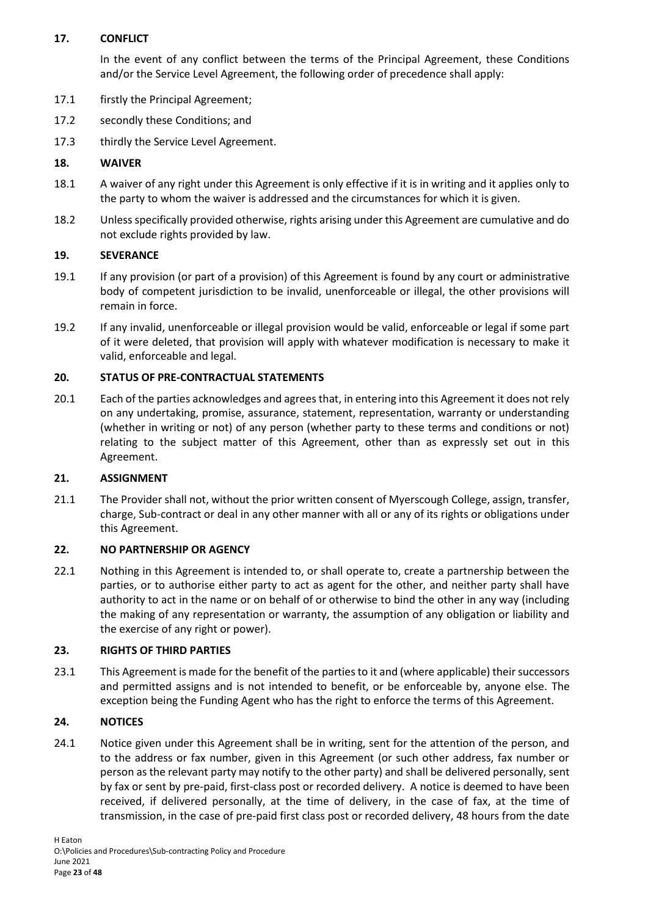## 17. CONFLICT

In the event of any conflict between the terms of the Principal Agreement, these Conditions and/or the Service Level Agreement, the following order of precedence shall apply:

17.1 firstly the Principal Agreement;

17.2 secondly these Conditions; and

17.3 thirdly the Service Level Agreement.

## 18. WAIVER

18.1 A waiver of any right under this Agreement is only effective if it is in writing and it applies only to the party to whom the waiver is addressed and the circumstances for which it is given.

18.2 Unless specifically provided otherwise, rights arising under this Agreement are cumulative and do not exclude rights provided by law.

## 19. SEVERANCE

19.1 If any provision (or part of a provision) of this Agreement is found by any court or administrative body of competent jurisdiction to be invalid, unenforceable or illegal, the other provisions will remain in force.

19.2 If any invalid, unenforceable or illegal provision would be valid, enforceable or legal if some part of it were deleted, that provision will apply with whatever modification is necessary to make it valid, enforceable and legal.

## 20. STATUS OF PRE-CONTRACTUAL STATEMENTS

20.1 Each of the parties acknowledges and agrees that, in entering into this Agreement it does not rely on any undertaking, promise, assurance, statement, representation, warranty or understanding (whether in writing or not) of any person (whether party to these terms and conditions or not) relating to the subject matter of this Agreement, other than as expressly set out in this Agreement.

## 21. ASSIGNMENT

21.1 The Provider shall not, without the prior written consent of Myerscough College, assign, transfer, charge, Sub-contract or deal in any other manner with all or any of its rights or obligations under this Agreement.

## 22. NO PARTNERSHIP OR AGENCY

22.1 Nothing in this Agreement is intended to, or shall operate to, create a partnership between the parties, or to authorise either party to act as agent for the other, and neither party shall have authority to act in the name or on behalf of or otherwise to bind the other in any way (including the making of any representation or warranty, the assumption of any obligation or liability and the exercise of any right or power).

## 23. RIGHTS OF THIRD PARTIES

23.1 This Agreement is made for the benefit of the parties to it and (where applicable) their successors and permitted assigns and is not intended to benefit, or be enforceable by, anyone else. The exception being the Funding Agent who has the right to enforce the terms of this Agreement.

## 24. NOTICES

24.1 Notice given under this Agreement shall be in writing, sent for the attention of the person, and to the address or fax number, given in this Agreement (or such other address, fax number or person as the relevant party may notify to the other party) and shall be delivered personally, sent by fax or sent by pre-paid, first-class post or recorded delivery. A notice is deemed to have been received, if delivered personally, at the time of delivery, in the case of fax, at the time of transmission, in the case of pre-paid first class post or recorded delivery, 48 hours from the date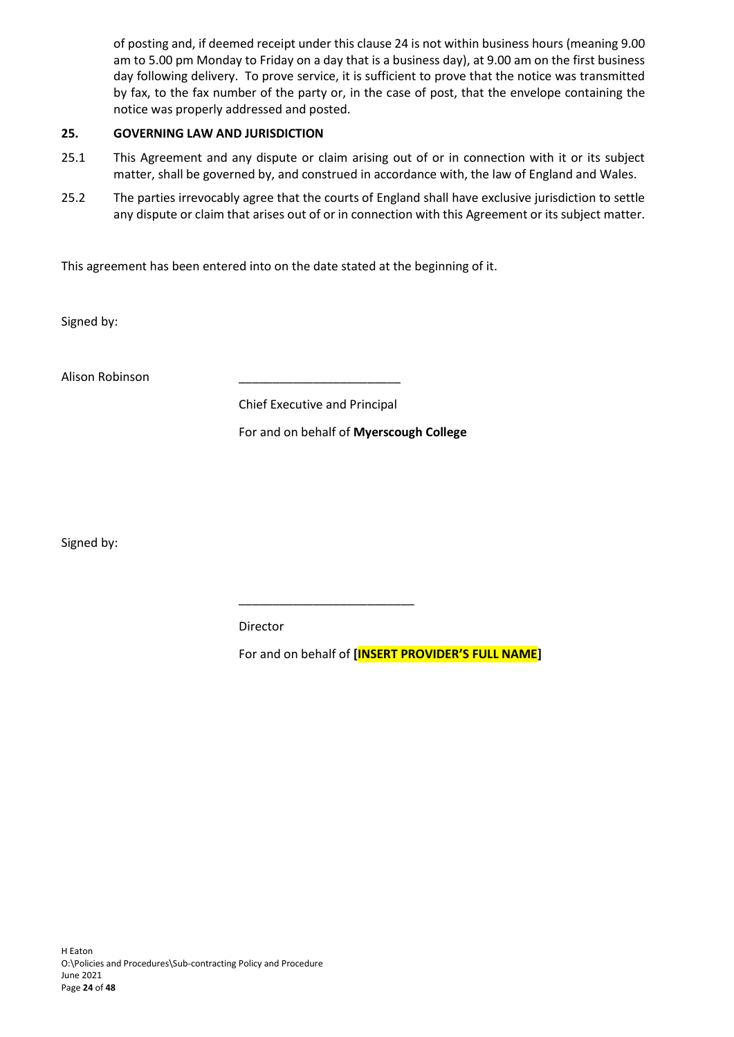of posting and, if deemed receipt under this clause 24 is not within business hours (meaning 9.00 am to 5.00 pm Monday to Friday on a day that is a business day), at 9.00 am on the first business day following delivery. To prove service, it is sufficient to prove that the notice was transmitted by fax, to the fax number of the party or, in the case of post, that the envelope containing the notice was properly addressed and posted.

## 25. GOVERNING LAW AND JURISDICTION

25.1 This Agreement and any dispute or claim arising out of or in connection with it or its subject matter, shall be governed by, and construed in accordance with, the law of England and Wales.

25.2 The parties irrevocably agree that the courts of England shall have exclusive jurisdiction to settle any dispute or claim that arises out of or in connection with this Agreement or its subject matter.

This agreement has been entered into on the date stated at the beginning of it.

Signed by:

Alison Robinson ________________________

Chief Executive and Principal

For and on behalf of **Myerscough College**

Signed by:

__________________________

Director

For and on behalf of **[INSERT PROVIDER'S FULL NAME]**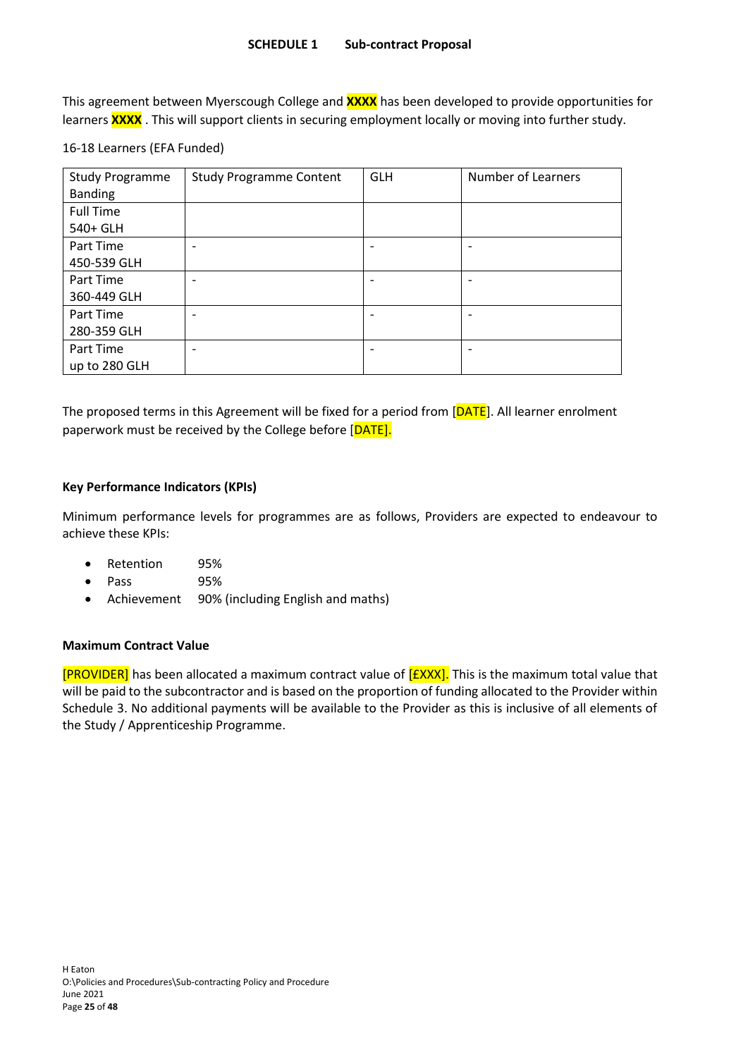**SCHEDULE 1  Sub-contract Proposal**

This agreement between Myerscough College and **XXXX** has been developed to provide opportunities for learners **XXXX** . This will support clients in securing employment locally or moving into further study.

16-18 Learners (EFA Funded)

| Study Programme Banding | Study Programme Content | GLH | Number of Learners |
|---|---|---|---|
| Full Time 540+ GLH | | | |
| Part Time 450-539 GLH | - | - | - |
| Part Time 360-449 GLH | - | - | - |
| Part Time 280-359 GLH | - | - | - |
| Part Time up to 280 GLH | - | - | - |

The proposed terms in this Agreement will be fixed for a period from [DATE]. All learner enrolment paperwork must be received by the College before [DATE].

**Key Performance Indicators (KPIs)**

Minimum performance levels for programmes are as follows, Providers are expected to endeavour to achieve these KPIs:

- Retention 95%
- Pass 95%
- Achievement 90% (including English and maths)

**Maximum Contract Value**

[PROVIDER] has been allocated a maximum contract value of [£XXX]. This is the maximum total value that will be paid to the subcontractor and is based on the proportion of funding allocated to the Provider within Schedule 3. No additional payments will be available to the Provider as this is inclusive of all elements of the Study / Apprenticeship Programme.

H Eaton
O:\Policies and Procedures\Sub-contracting Policy and Procedure
June 2021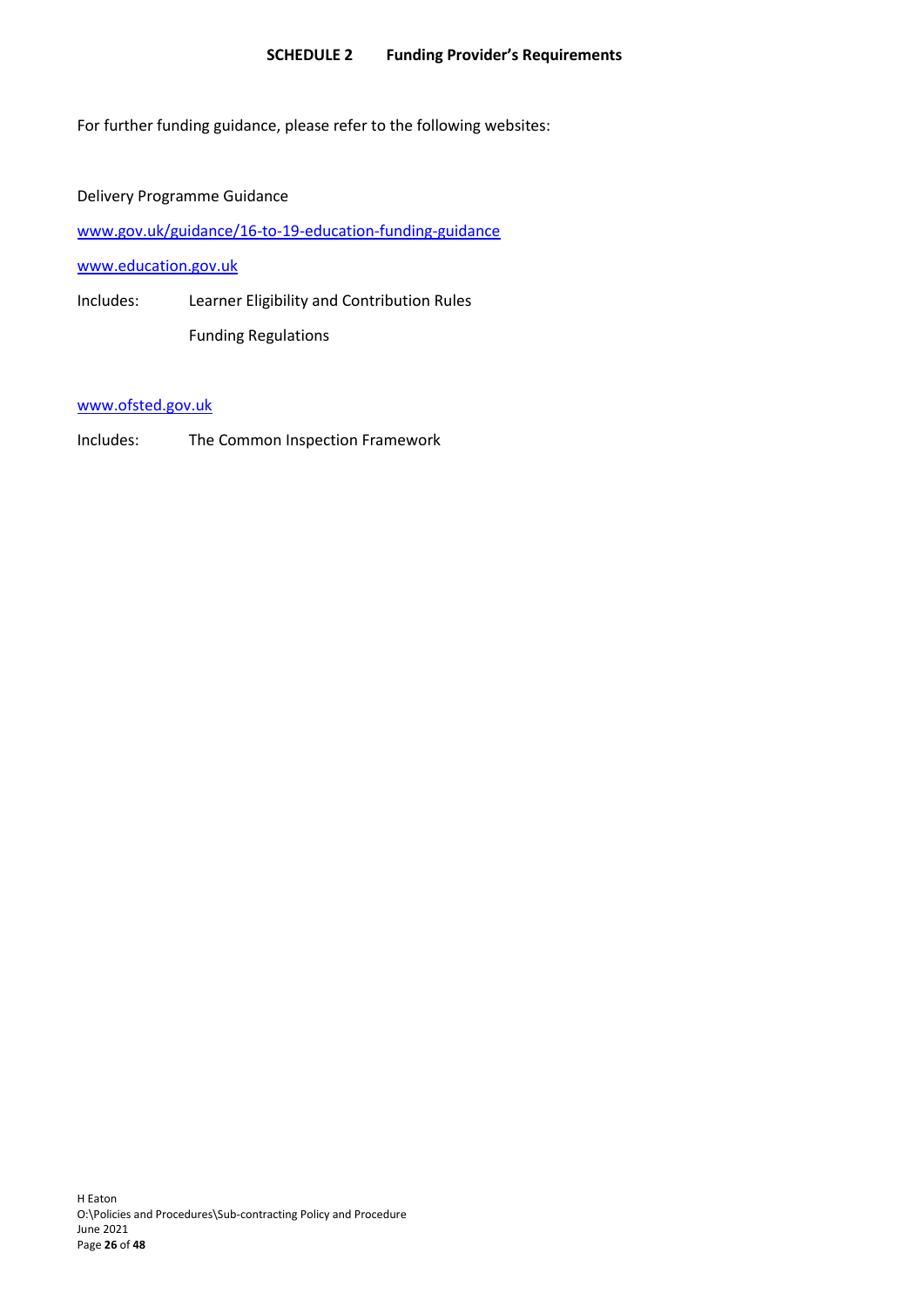## SCHEDULE 2 Funding Provider's Requirements

For further funding guidance, please refer to the following websites:

Delivery Programme Guidance

www.gov.uk/guidance/16-to-19-education-funding-guidance

www.education.gov.uk

Includes: Learner Eligibility and Contribution Rules

Funding Regulations

www.ofsted.gov.uk

Includes: The Common Inspection Framework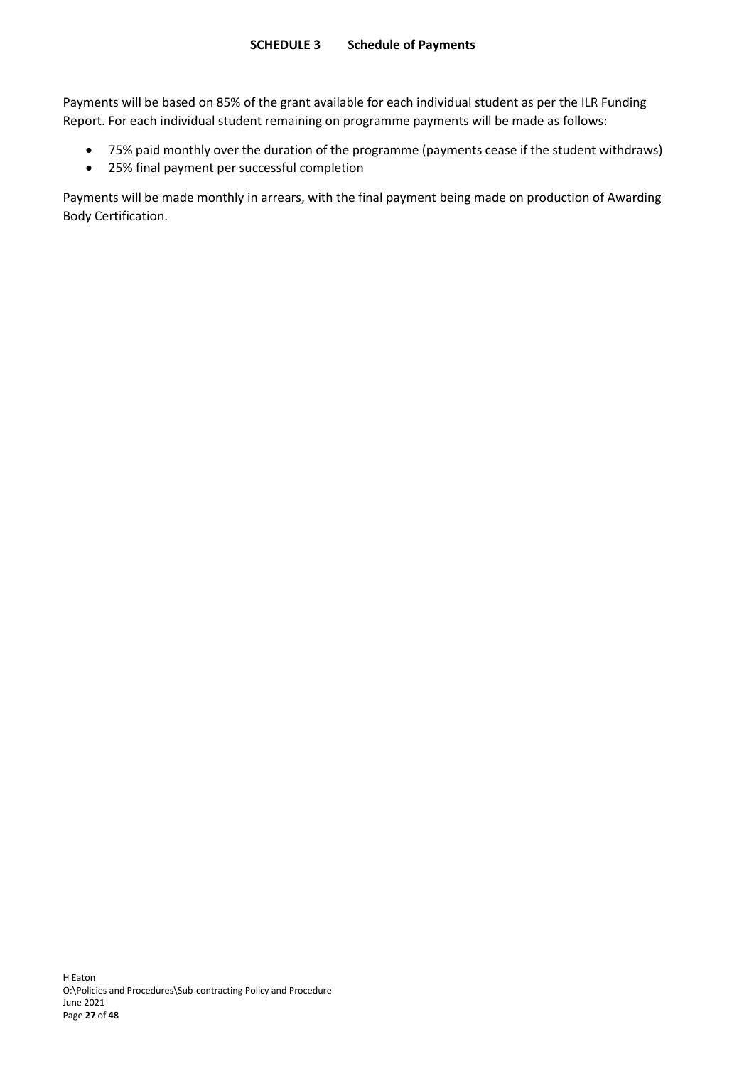## SCHEDULE 3 Schedule of Payments

Payments will be based on 85% of the grant available for each individual student as per the ILR Funding Report. For each individual student remaining on programme payments will be made as follows:

- 75% paid monthly over the duration of the programme (payments cease if the student withdraws)
- 25% final payment per successful completion

Payments will be made monthly in arrears, with the final payment being made on production of Awarding Body Certification.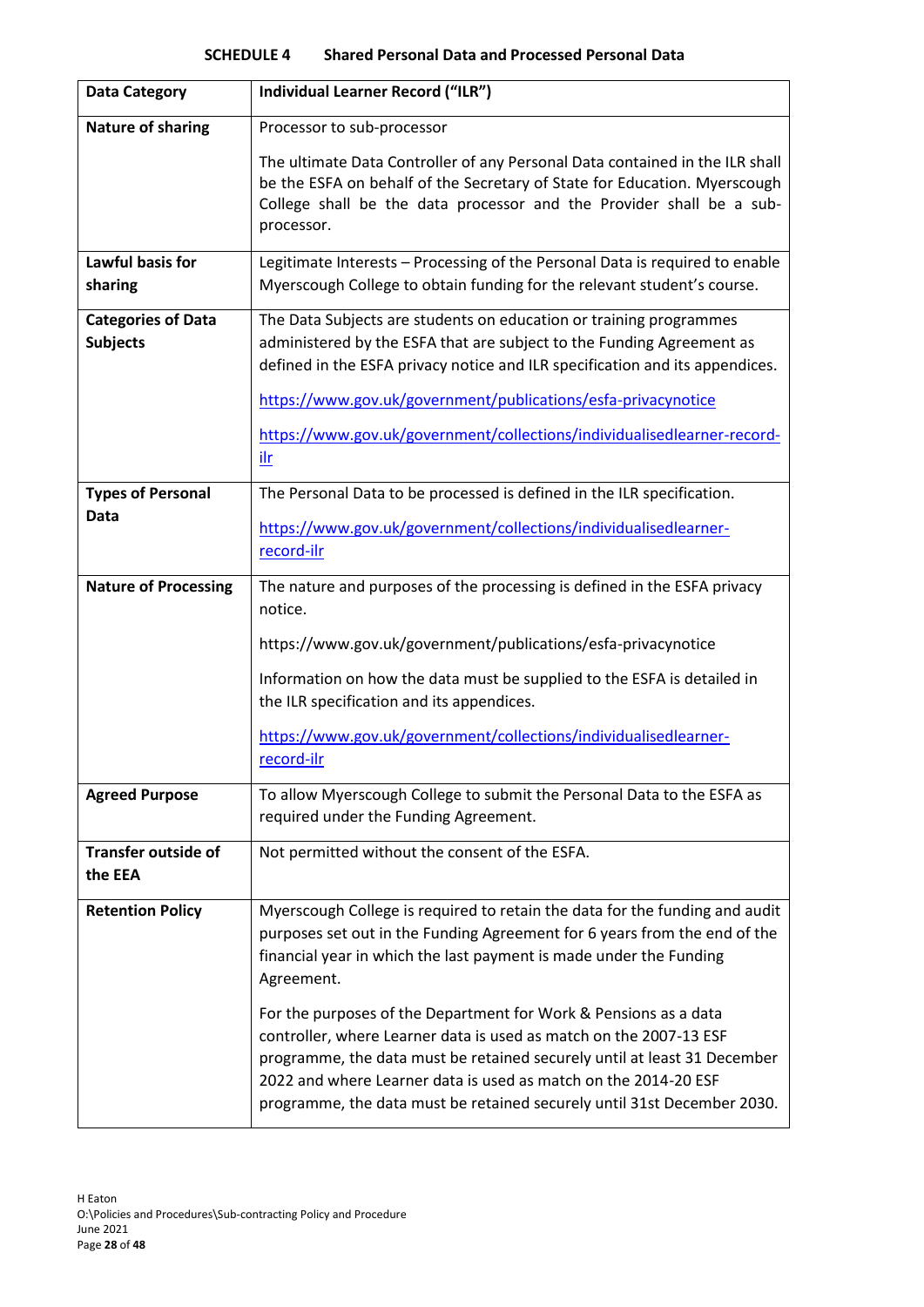## SCHEDULE 4 Shared Personal Data and Processed Personal Data

| Data Category | Individual Learner Record ("ILR") |
|---|---|
| Nature of sharing | Processor to sub-processor<br><br>The ultimate Data Controller of any Personal Data contained in the ILR shall be the ESFA on behalf of the Secretary of State for Education. Myerscough College shall be the data processor and the Provider shall be a sub-processor. |
| Lawful basis for sharing | Legitimate Interests – Processing of the Personal Data is required to enable Myerscough College to obtain funding for the relevant student's course. |
| Categories of Data Subjects | The Data Subjects are students on education or training programmes administered by the ESFA that are subject to the Funding Agreement as defined in the ESFA privacy notice and ILR specification and its appendices.<br><br>https://www.gov.uk/government/publications/esfa-privacynotice<br><br>https://www.gov.uk/government/collections/individualisedlearner-record-ilr |
| Types of Personal Data | The Personal Data to be processed is defined in the ILR specification.<br><br>https://www.gov.uk/government/collections/individualisedlearner-record-ilr |
| Nature of Processing | The nature and purposes of the processing is defined in the ESFA privacy notice.<br><br>https://www.gov.uk/government/publications/esfa-privacynotice<br><br>Information on how the data must be supplied to the ESFA is detailed in the ILR specification and its appendices.<br><br>https://www.gov.uk/government/collections/individualisedlearner-record-ilr |
| Agreed Purpose | To allow Myerscough College to submit the Personal Data to the ESFA as required under the Funding Agreement. |
| Transfer outside of the EEA | Not permitted without the consent of the ESFA. |
| Retention Policy | Myerscough College is required to retain the data for the funding and audit purposes set out in the Funding Agreement for 6 years from the end of the financial year in which the last payment is made under the Funding Agreement.<br><br>For the purposes of the Department for Work & Pensions as a data controller, where Learner data is used as match on the 2007-13 ESF programme, the data must be retained securely until at least 31 December 2022 and where Learner data is used as match on the 2014-20 ESF programme, the data must be retained securely until 31st December 2030. |

H Eaton
O:\Policies and Procedures\Sub-contracting Policy and Procedure
June 2021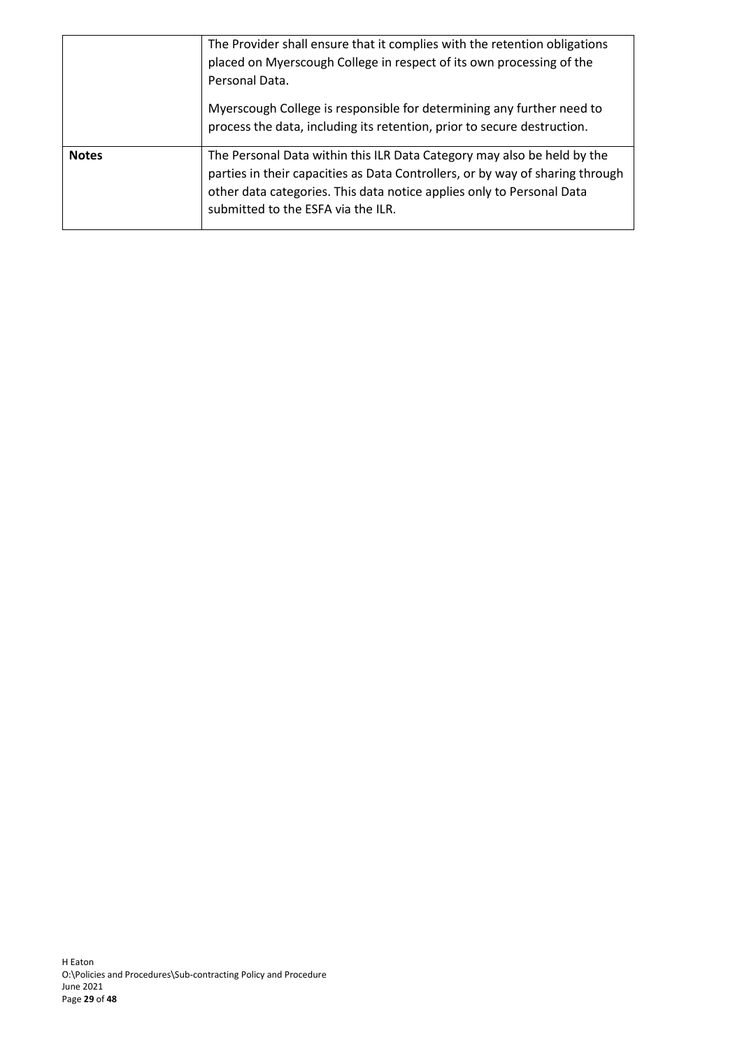| | |
|---|---|
| | The Provider shall ensure that it complies with the retention obligations placed on Myerscough College in respect of its own processing of the Personal Data.<br><br>Myerscough College is responsible for determining any further need to process the data, including its retention, prior to secure destruction. |
| **Notes** | The Personal Data within this ILR Data Category may also be held by the parties in their capacities as Data Controllers, or by way of sharing through other data categories. This data notice applies only to Personal Data submitted to the ESFA via the ILR. |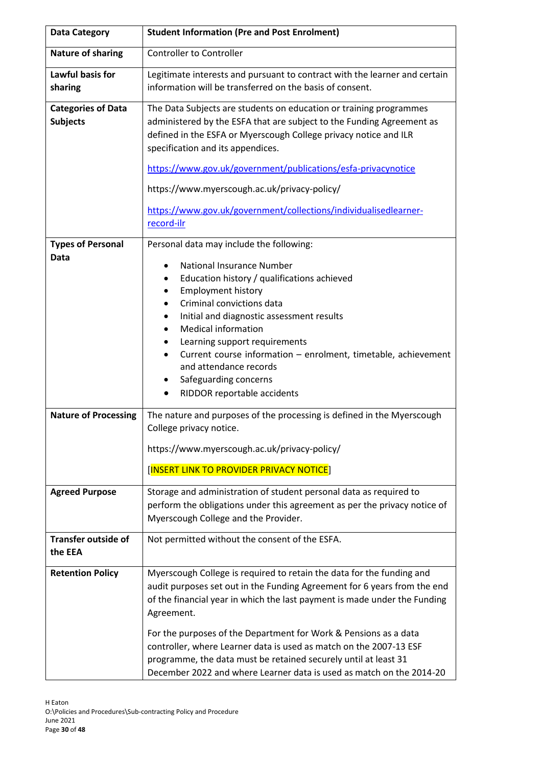| Data Category | Student Information (Pre and Post Enrolment) |
|---|---|
| **Nature of sharing** | Controller to Controller |
| **Lawful basis for sharing** | Legitimate interests and pursuant to contract with the learner and certain information will be transferred on the basis of consent. |
| **Categories of Data Subjects** | The Data Subjects are students on education or training programmes administered by the ESFA that are subject to the Funding Agreement as defined in the ESFA or Myerscough College privacy notice and ILR specification and its appendices.<br><br>https://www.gov.uk/government/publications/esfa-privacynotice<br><br>https://www.myerscough.ac.uk/privacy-policy/<br><br>https://www.gov.uk/government/collections/individualisedlearner-record-ilr |
| **Types of Personal Data** | Personal data may include the following:<br>• National Insurance Number<br>• Education history / qualifications achieved<br>• Employment history<br>• Criminal convictions data<br>• Initial and diagnostic assessment results<br>• Medical information<br>• Learning support requirements<br>• Current course information – enrolment, timetable, achievement and attendance records<br>• Safeguarding concerns<br>• RIDDOR reportable accidents |
| **Nature of Processing** | The nature and purposes of the processing is defined in the Myerscough College privacy notice.<br><br>https://www.myerscough.ac.uk/privacy-policy/<br><br>[INSERT LINK TO PROVIDER PRIVACY NOTICE] |
| **Agreed Purpose** | Storage and administration of student personal data as required to perform the obligations under this agreement as per the privacy notice of Myerscough College and the Provider. |
| **Transfer outside of the EEA** | Not permitted without the consent of the ESFA. |
| **Retention Policy** | Myerscough College is required to retain the data for the funding and audit purposes set out in the Funding Agreement for 6 years from the end of the financial year in which the last payment is made under the Funding Agreement.<br><br>For the purposes of the Department for Work & Pensions as a data controller, where Learner data is used as match on the 2007-13 ESF programme, the data must be retained securely until at least 31 December 2022 and where Learner data is used as match on the 2014-20 |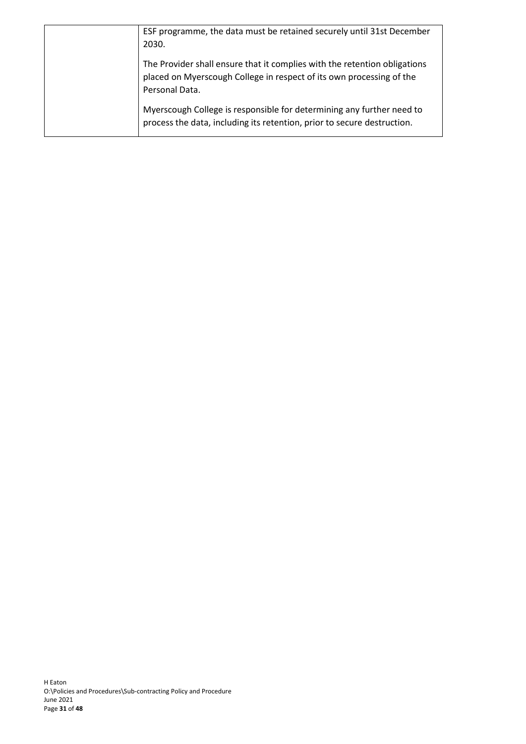| | |
|---|---|
| | ESF programme, the data must be retained securely until 31st December 2030.<br><br>The Provider shall ensure that it complies with the retention obligations placed on Myerscough College in respect of its own processing of the Personal Data.<br><br>Myerscough College is responsible for determining any further need to process the data, including its retention, prior to secure destruction. |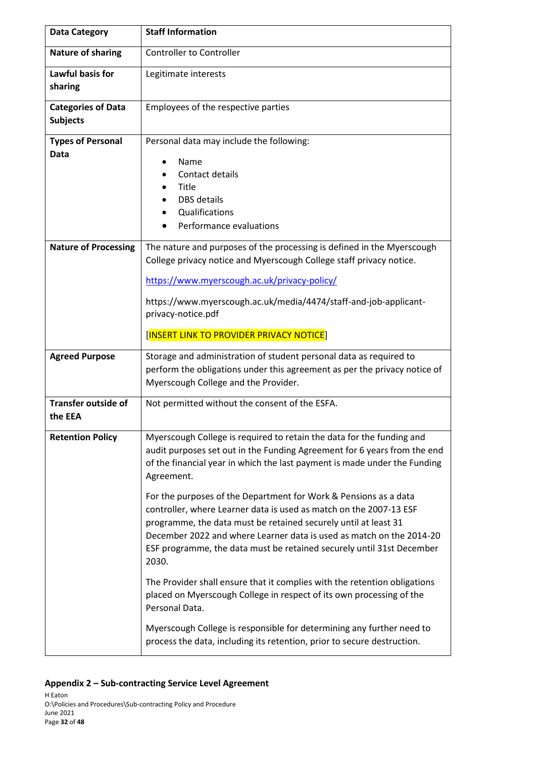| Data Category | Staff Information |
|---|---|
| **Nature of sharing** | Controller to Controller |
| **Lawful basis for sharing** | Legitimate interests |
| **Categories of Data Subjects** | Employees of the respective parties |
| **Types of Personal Data** | Personal data may include the following:<br>• Name<br>• Contact details<br>• Title<br>• DBS details<br>• Qualifications<br>• Performance evaluations |
| **Nature of Processing** | The nature and purposes of the processing is defined in the Myerscough College privacy notice and Myerscough College staff privacy notice.<br><br>https://www.myerscough.ac.uk/privacy-policy/<br><br>https://www.myerscough.ac.uk/media/4474/staff-and-job-applicant-privacy-notice.pdf<br><br>[INSERT LINK TO PROVIDER PRIVACY NOTICE] |
| **Agreed Purpose** | Storage and administration of student personal data as required to perform the obligations under this agreement as per the privacy notice of Myerscough College and the Provider. |
| **Transfer outside of the EEA** | Not permitted without the consent of the ESFA. |
| **Retention Policy** | Myerscough College is required to retain the data for the funding and audit purposes set out in the Funding Agreement for 6 years from the end of the financial year in which the last payment is made under the Funding Agreement.<br><br>For the purposes of the Department for Work & Pensions as a data controller, where Learner data is used as match on the 2007-13 ESF programme, the data must be retained securely until at least 31 December 2022 and where Learner data is used as match on the 2014-20 ESF programme, the data must be retained securely until 31st December 2030.<br><br>The Provider shall ensure that it complies with the retention obligations placed on Myerscough College in respect of its own processing of the Personal Data.<br><br>Myerscough College is responsible for determining any further need to process the data, including its retention, prior to secure destruction. |

## Appendix 2 – Sub-contracting Service Level Agreement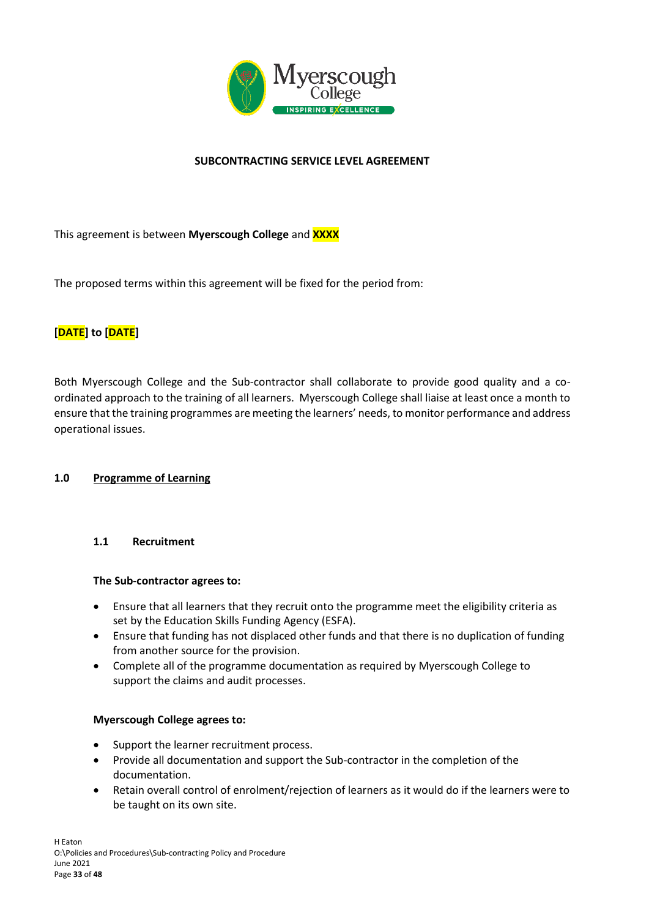**SUBCONTRACTING SERVICE LEVEL AGREEMENT**

This agreement is between **Myerscough College** and **XXXX**

The proposed terms within this agreement will be fixed for the period from:

**[DATE] to [DATE]**

Both Myerscough College and the Sub-contractor shall collaborate to provide good quality and a co-ordinated approach to the training of all learners. Myerscough College shall liaise at least once a month to ensure that the training programmes are meeting the learners' needs, to monitor performance and address operational issues.

## 1.0 Programme of Learning

### 1.1 Recruitment

**The Sub-contractor agrees to:**

- Ensure that all learners that they recruit onto the programme meet the eligibility criteria as set by the Education Skills Funding Agency (ESFA).
- Ensure that funding has not displaced other funds and that there is no duplication of funding from another source for the provision.
- Complete all of the programme documentation as required by Myerscough College to support the claims and audit processes.

**Myerscough College agrees to:**

- Support the learner recruitment process.
- Provide all documentation and support the Sub-contractor in the completion of the documentation.
- Retain overall control of enrolment/rejection of learners as it would do if the learners were to be taught on its own site.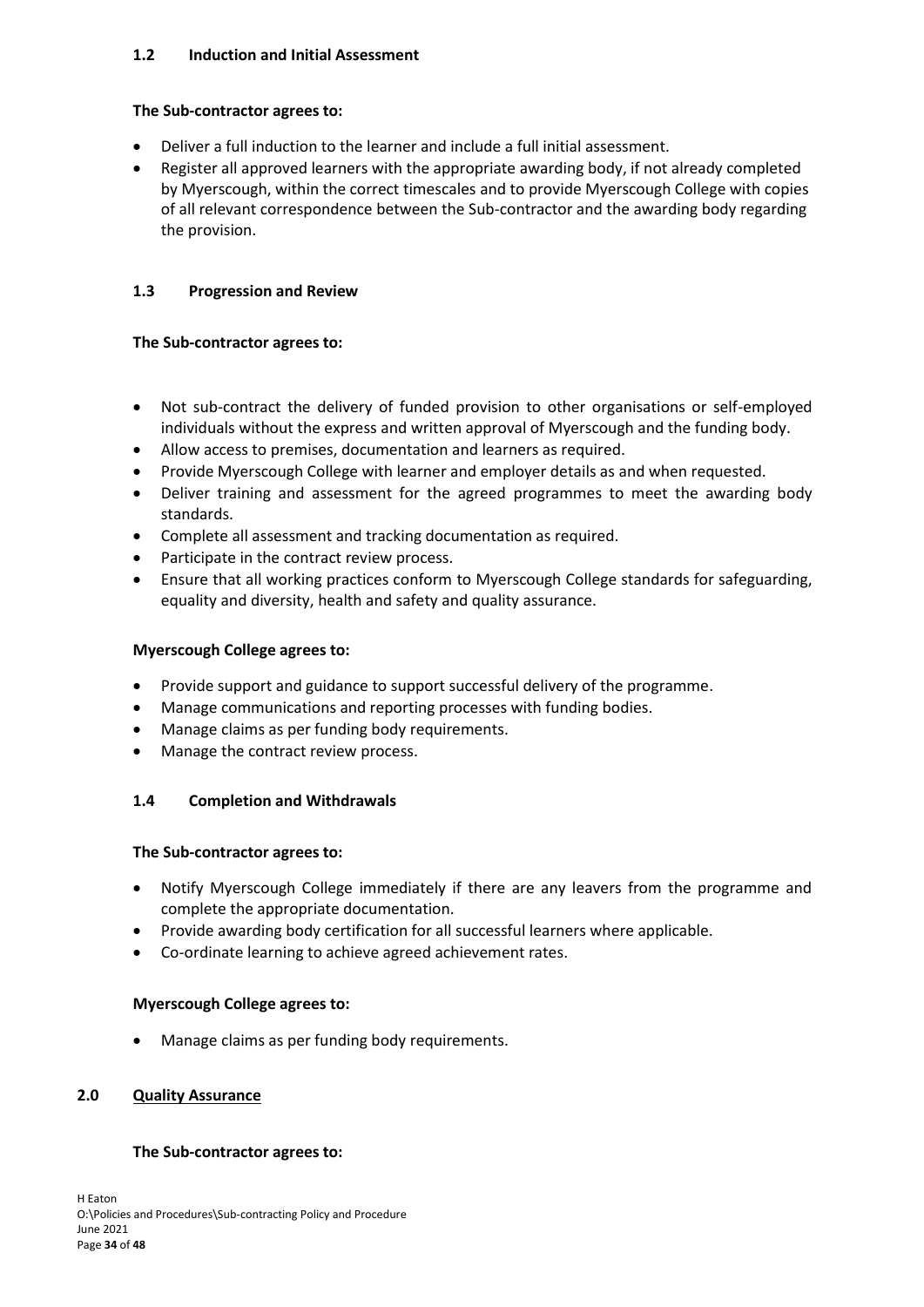### 1.2 Induction and Initial Assessment

**The Sub-contractor agrees to:**

- Deliver a full induction to the learner and include a full initial assessment.
- Register all approved learners with the appropriate awarding body, if not already completed by Myerscough, within the correct timescales and to provide Myerscough College with copies of all relevant correspondence between the Sub-contractor and the awarding body regarding the provision.

### 1.3 Progression and Review

**The Sub-contractor agrees to:**

- Not sub-contract the delivery of funded provision to other organisations or self-employed individuals without the express and written approval of Myerscough and the funding body.
- Allow access to premises, documentation and learners as required.
- Provide Myerscough College with learner and employer details as and when requested.
- Deliver training and assessment for the agreed programmes to meet the awarding body standards.
- Complete all assessment and tracking documentation as required.
- Participate in the contract review process.
- Ensure that all working practices conform to Myerscough College standards for safeguarding, equality and diversity, health and safety and quality assurance.

**Myerscough College agrees to:**

- Provide support and guidance to support successful delivery of the programme.
- Manage communications and reporting processes with funding bodies.
- Manage claims as per funding body requirements.
- Manage the contract review process.

### 1.4 Completion and Withdrawals

**The Sub-contractor agrees to:**

- Notify Myerscough College immediately if there are any leavers from the programme and complete the appropriate documentation.
- Provide awarding body certification for all successful learners where applicable.
- Co-ordinate learning to achieve agreed achievement rates.

**Myerscough College agrees to:**

- Manage claims as per funding body requirements.

## 2.0 <u>Quality Assurance</u>

**The Sub-contractor agrees to:**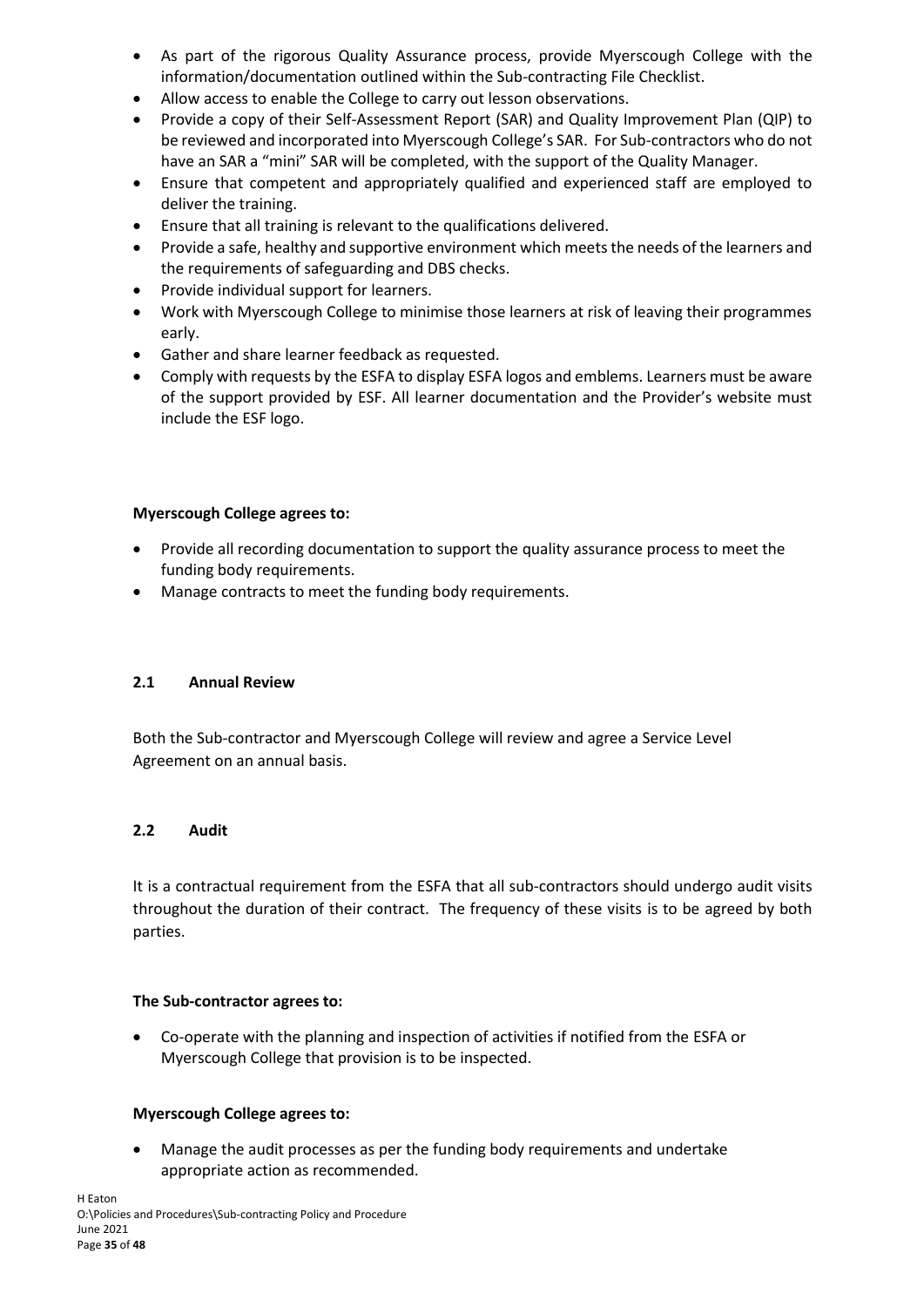- As part of the rigorous Quality Assurance process, provide Myerscough College with the information/documentation outlined within the Sub-contracting File Checklist.
- Allow access to enable the College to carry out lesson observations.
- Provide a copy of their Self-Assessment Report (SAR) and Quality Improvement Plan (QIP) to be reviewed and incorporated into Myerscough College's SAR. For Sub-contractors who do not have an SAR a "mini" SAR will be completed, with the support of the Quality Manager.
- Ensure that competent and appropriately qualified and experienced staff are employed to deliver the training.
- Ensure that all training is relevant to the qualifications delivered.
- Provide a safe, healthy and supportive environment which meets the needs of the learners and the requirements of safeguarding and DBS checks.
- Provide individual support for learners.
- Work with Myerscough College to minimise those learners at risk of leaving their programmes early.
- Gather and share learner feedback as requested.
- Comply with requests by the ESFA to display ESFA logos and emblems. Learners must be aware of the support provided by ESF. All learner documentation and the Provider's website must include the ESF logo.

**Myerscough College agrees to:**

- Provide all recording documentation to support the quality assurance process to meet the funding body requirements.
- Manage contracts to meet the funding body requirements.

### 2.1 Annual Review

Both the Sub-contractor and Myerscough College will review and agree a Service Level Agreement on an annual basis.

### 2.2 Audit

It is a contractual requirement from the ESFA that all sub-contractors should undergo audit visits throughout the duration of their contract. The frequency of these visits is to be agreed by both parties.

**The Sub-contractor agrees to:**

- Co-operate with the planning and inspection of activities if notified from the ESFA or Myerscough College that provision is to be inspected.

**Myerscough College agrees to:**

- Manage the audit processes as per the funding body requirements and undertake appropriate action as recommended.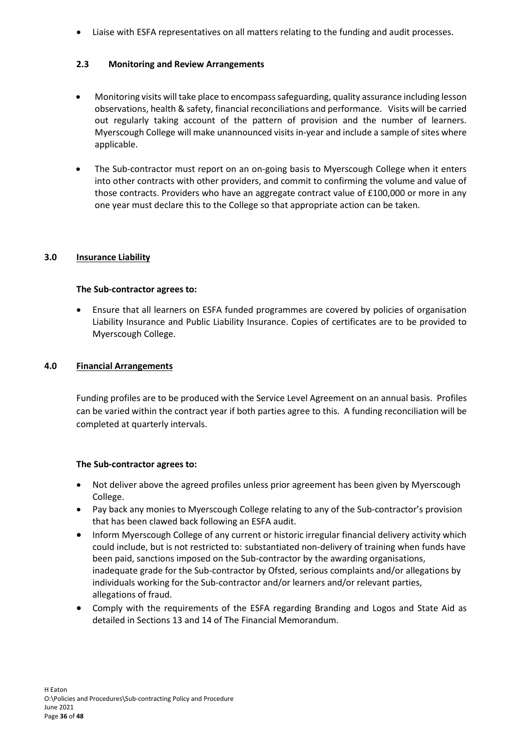- Liaise with ESFA representatives on all matters relating to the funding and audit processes.

### 2.3 Monitoring and Review Arrangements

- Monitoring visits will take place to encompass safeguarding, quality assurance including lesson observations, health & safety, financial reconciliations and performance. Visits will be carried out regularly taking account of the pattern of provision and the number of learners. Myerscough College will make unannounced visits in-year and include a sample of sites where applicable.
- The Sub-contractor must report on an on-going basis to Myerscough College when it enters into other contracts with other providers, and commit to confirming the volume and value of those contracts. Providers who have an aggregate contract value of £100,000 or more in any one year must declare this to the College so that appropriate action can be taken.

## 3.0 Insurance Liability

**The Sub-contractor agrees to:**

- Ensure that all learners on ESFA funded programmes are covered by policies of organisation Liability Insurance and Public Liability Insurance. Copies of certificates are to be provided to Myerscough College.

## 4.0 Financial Arrangements

Funding profiles are to be produced with the Service Level Agreement on an annual basis. Profiles can be varied within the contract year if both parties agree to this. A funding reconciliation will be completed at quarterly intervals.

**The Sub-contractor agrees to:**

- Not deliver above the agreed profiles unless prior agreement has been given by Myerscough College.
- Pay back any monies to Myerscough College relating to any of the Sub-contractor's provision that has been clawed back following an ESFA audit.
- Inform Myerscough College of any current or historic irregular financial delivery activity which could include, but is not restricted to: substantiated non-delivery of training when funds have been paid, sanctions imposed on the Sub-contractor by the awarding organisations, inadequate grade for the Sub-contractor by Ofsted, serious complaints and/or allegations by individuals working for the Sub-contractor and/or learners and/or relevant parties, allegations of fraud.
- Comply with the requirements of the ESFA regarding Branding and Logos and State Aid as detailed in Sections 13 and 14 of The Financial Memorandum.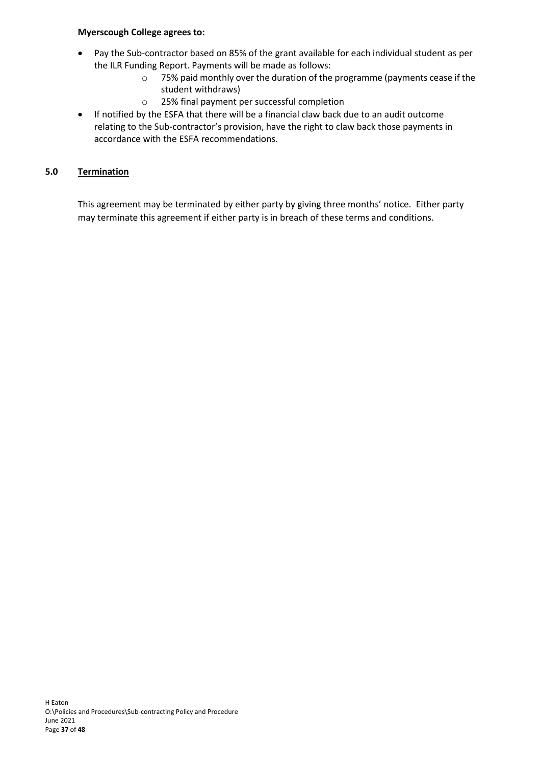**Myerscough College agrees to:**

- Pay the Sub-contractor based on 85% of the grant available for each individual student as per the ILR Funding Report. Payments will be made as follows:
    - 75% paid monthly over the duration of the programme (payments cease if the student withdraws)
    - 25% final payment per successful completion
- If notified by the ESFA that there will be a financial claw back due to an audit outcome relating to the Sub-contractor's provision, have the right to claw back those payments in accordance with the ESFA recommendations.

## 5.0 Termination

This agreement may be terminated by either party by giving three months' notice. Either party may terminate this agreement if either party is in breach of these terms and conditions.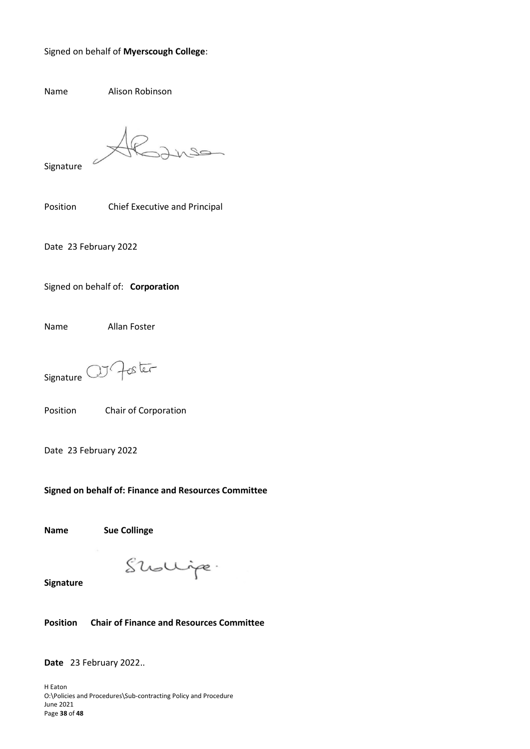Signed on behalf of **Myerscough College**:

Name Alison Robinson

Signature

Position Chief Executive and Principal

Date 23 February 2022

Signed on behalf of: **Corporation**

Name Allan Foster

Signature

Position Chair of Corporation

Date 23 February 2022

**Signed on behalf of: Finance and Resources Committee**

**Name Sue Collinge**

**Signature**

**Position Chair of Finance and Resources Committee**

**Date** 23 February 2022..

H Eaton
O:\Policies and Procedures\Sub-contracting Policy and Procedure
June 2021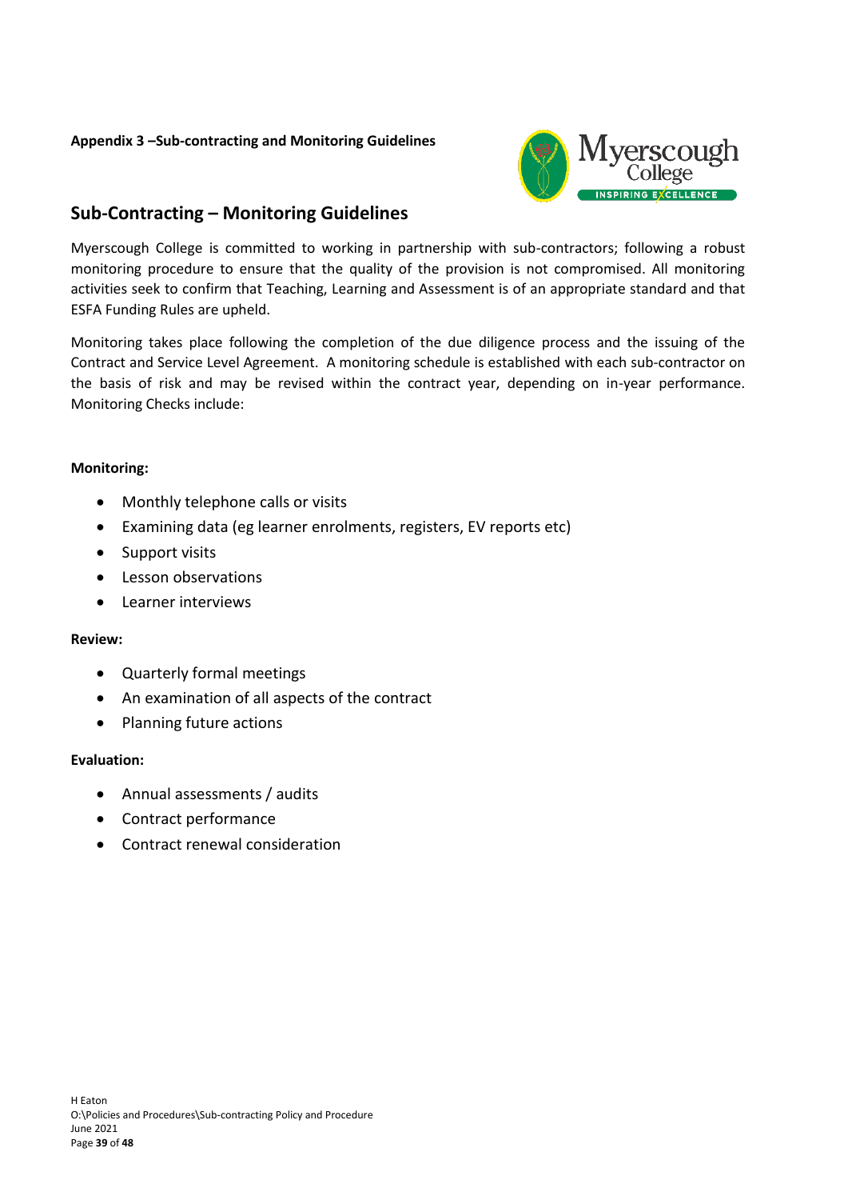**Appendix 3 –Sub-contracting and Monitoring Guidelines**

## Sub-Contracting – Monitoring Guidelines

Myerscough College is committed to working in partnership with sub-contractors; following a robust monitoring procedure to ensure that the quality of the provision is not compromised. All monitoring activities seek to confirm that Teaching, Learning and Assessment is of an appropriate standard and that ESFA Funding Rules are upheld.

Monitoring takes place following the completion of the due diligence process and the issuing of the Contract and Service Level Agreement. A monitoring schedule is established with each sub-contractor on the basis of risk and may be revised within the contract year, depending on in-year performance. Monitoring Checks include:

**Monitoring:**

- Monthly telephone calls or visits
- Examining data (eg learner enrolments, registers, EV reports etc)
- Support visits
- Lesson observations
- Learner interviews

**Review:**

- Quarterly formal meetings
- An examination of all aspects of the contract
- Planning future actions

**Evaluation:**

- Annual assessments / audits
- Contract performance
- Contract renewal consideration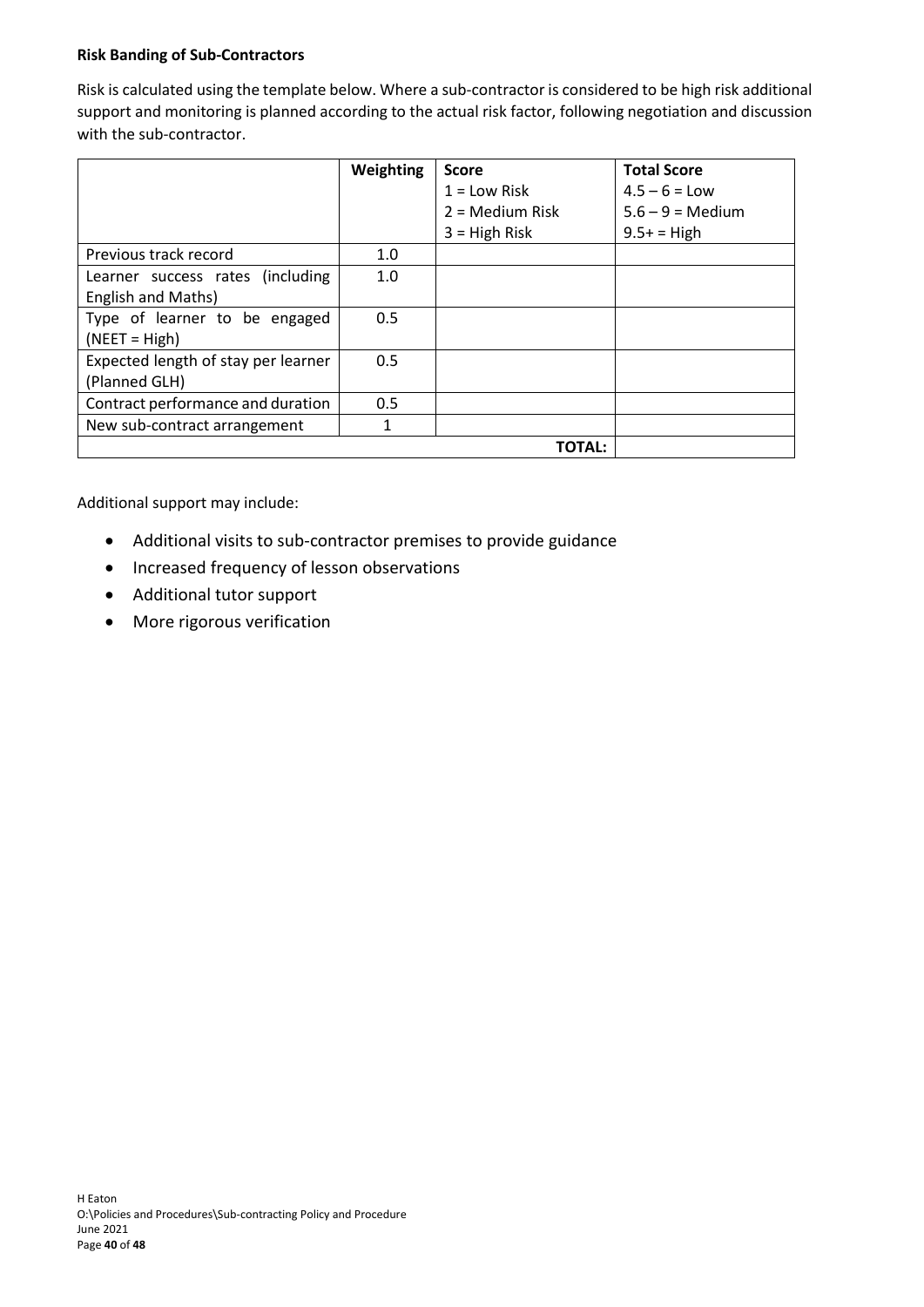**Risk Banding of Sub-Contractors**

Risk is calculated using the template below. Where a sub-contractor is considered to be high risk additional support and monitoring is planned according to the actual risk factor, following negotiation and discussion with the sub-contractor.

| | **Weighting** | **Score**<br>1 = Low Risk<br>2 = Medium Risk<br>3 = High Risk | **Total Score**<br>4.5 – 6 = Low<br>5.6 – 9 = Medium<br>9.5+ = High |
|---|---|---|---|
| Previous track record | 1.0 | | |
| Learner success rates (including English and Maths) | 1.0 | | |
| Type of learner to be engaged (NEET = High) | 0.5 | | |
| Expected length of stay per learner (Planned GLH) | 0.5 | | |
| Contract performance and duration | 0.5 | | |
| New sub-contract arrangement | 1 | | |
| | | **TOTAL:** | |

Additional support may include:

- Additional visits to sub-contractor premises to provide guidance
- Increased frequency of lesson observations
- Additional tutor support
- More rigorous verification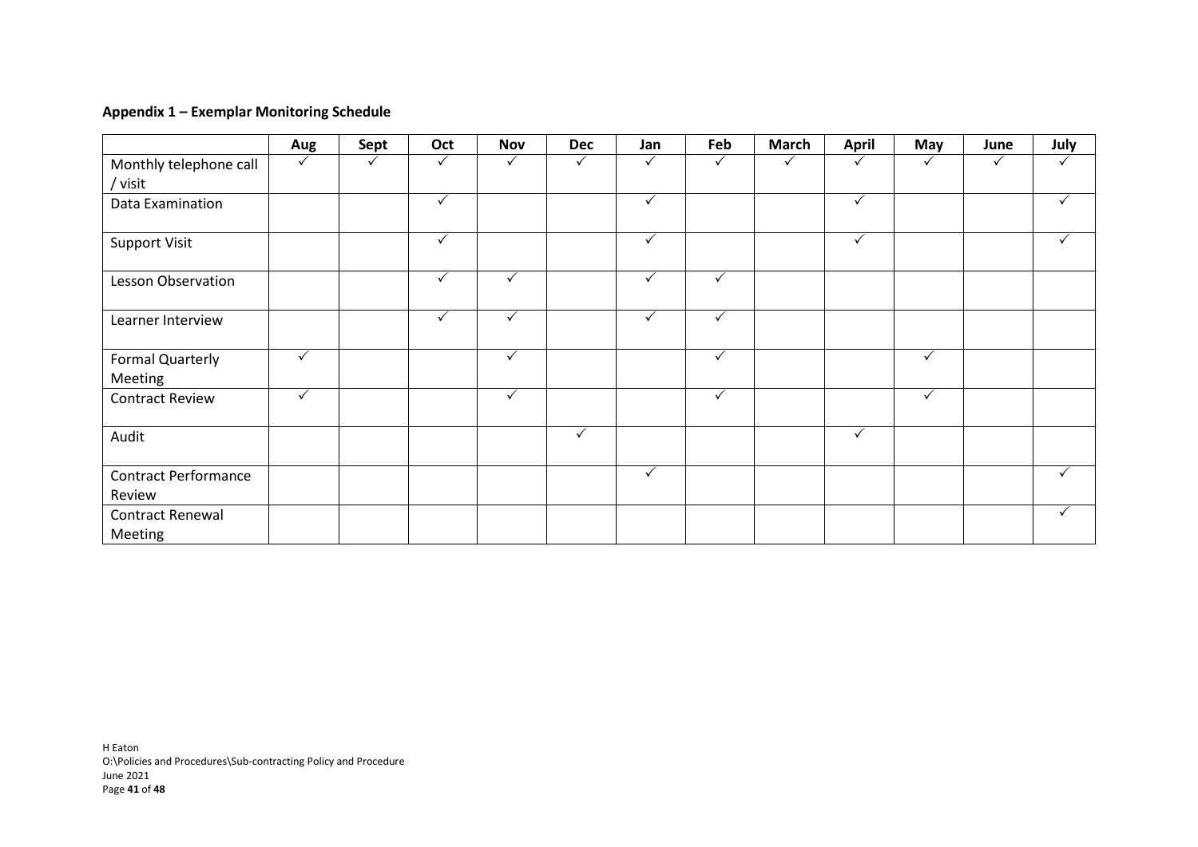**Appendix 1 – Exemplar Monitoring Schedule**

| | Aug | Sept | Oct | Nov | Dec | Jan | Feb | March | April | May | June | July |
|---|---|---|---|---|---|---|---|---|---|---|---|---|
| Monthly telephone call / visit | ✓ | ✓ | ✓ | ✓ | ✓ | ✓ | ✓ | ✓ | ✓ | ✓ | ✓ | ✓ |
| Data Examination | | | ✓ | | | ✓ | | | ✓ | | | ✓ |
| Support Visit | | | ✓ | | | ✓ | | | ✓ | | | ✓ |
| Lesson Observation | | | ✓ | ✓ | | ✓ | ✓ | | | | | |
| Learner Interview | | | ✓ | ✓ | | ✓ | ✓ | | | | | |
| Formal Quarterly Meeting | ✓ | | | ✓ | | | ✓ | | | ✓ | | |
| Contract Review | ✓ | | | ✓ | | | ✓ | | | ✓ | | |
| Audit | | | | | ✓ | | | | ✓ | | | |
| Contract Performance Review | | | | | | ✓ | | | | | | ✓ |
| Contract Renewal Meeting | | | | | | | | | | | | ✓ |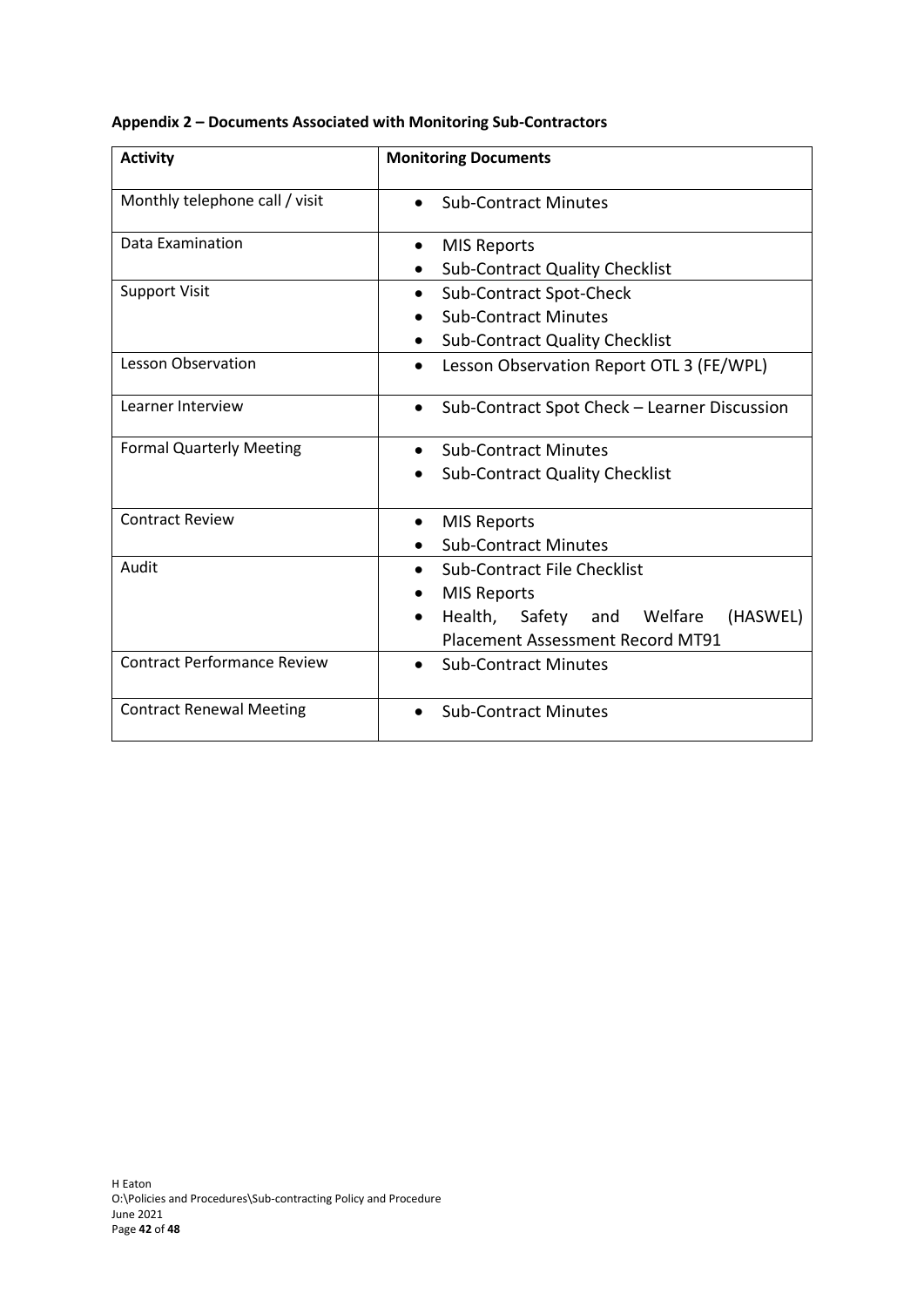**Appendix 2 – Documents Associated with Monitoring Sub-Contractors**

| Activity | Monitoring Documents |
|---|---|
| Monthly telephone call / visit | • Sub-Contract Minutes |
| Data Examination | • MIS Reports<br>• Sub-Contract Quality Checklist |
| Support Visit | • Sub-Contract Spot-Check<br>• Sub-Contract Minutes<br>• Sub-Contract Quality Checklist |
| Lesson Observation | • Lesson Observation Report OTL 3 (FE/WPL) |
| Learner Interview | • Sub-Contract Spot Check – Learner Discussion |
| Formal Quarterly Meeting | • Sub-Contract Minutes<br>• Sub-Contract Quality Checklist |
| Contract Review | • MIS Reports<br>• Sub-Contract Minutes |
| Audit | • Sub-Contract File Checklist<br>• MIS Reports<br>• Health, Safety and Welfare (HASWEL) Placement Assessment Record MT91 |
| Contract Performance Review | • Sub-Contract Minutes |
| Contract Renewal Meeting | • Sub-Contract Minutes |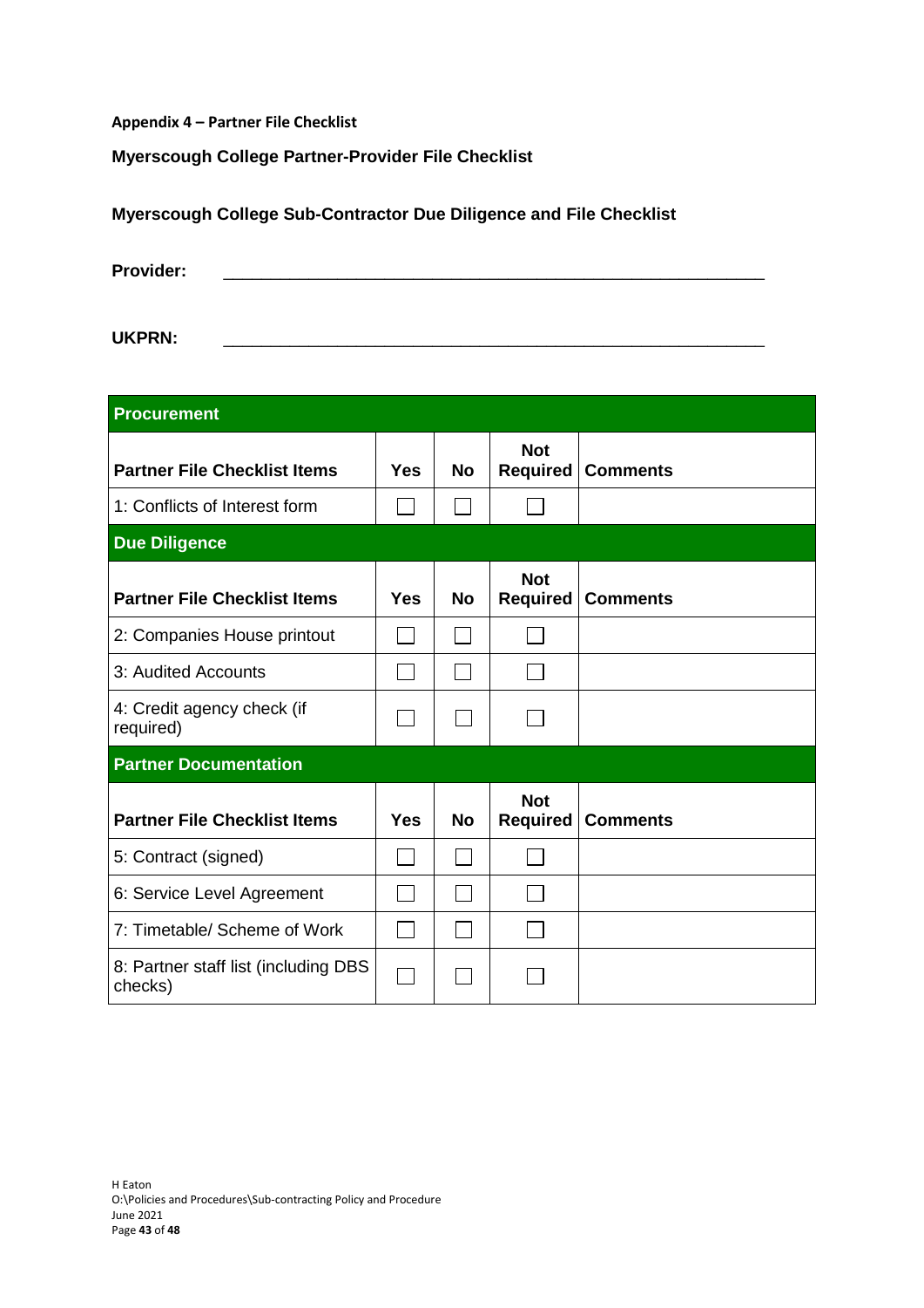**Appendix 4 – Partner File Checklist**

**Myerscough College Partner-Provider File Checklist**

**Myerscough College Sub-Contractor Due Diligence and File Checklist**

**Provider:** ______________________________________________________

**UKPRN:** ______________________________________________________

| **Procurement** | | | | |
|---|---|---|---|---|
| **Partner File Checklist Items** | **Yes** | **No** | **Not Required** | **Comments** |
| 1: Conflicts of Interest form | ☐ | ☐ | ☐ | |
| **Due Diligence** | | | | |
| **Partner File Checklist Items** | **Yes** | **No** | **Not Required** | **Comments** |
| 2: Companies House printout | ☐ | ☐ | ☐ | |
| 3: Audited Accounts | ☐ | ☐ | ☐ | |
| 4: Credit agency check (if required) | ☐ | ☐ | ☐ | |
| **Partner Documentation** | | | | |
| **Partner File Checklist Items** | **Yes** | **No** | **Not Required** | **Comments** |
| 5: Contract (signed) | ☐ | ☐ | ☐ | |
| 6: Service Level Agreement | ☐ | ☐ | ☐ | |
| 7: Timetable/ Scheme of Work | ☐ | ☐ | ☐ | |
| 8: Partner staff list (including DBS checks) | ☐ | ☐ | ☐ | |

H Eaton
O:\Policies and Procedures\Sub-contracting Policy and Procedure
June 2021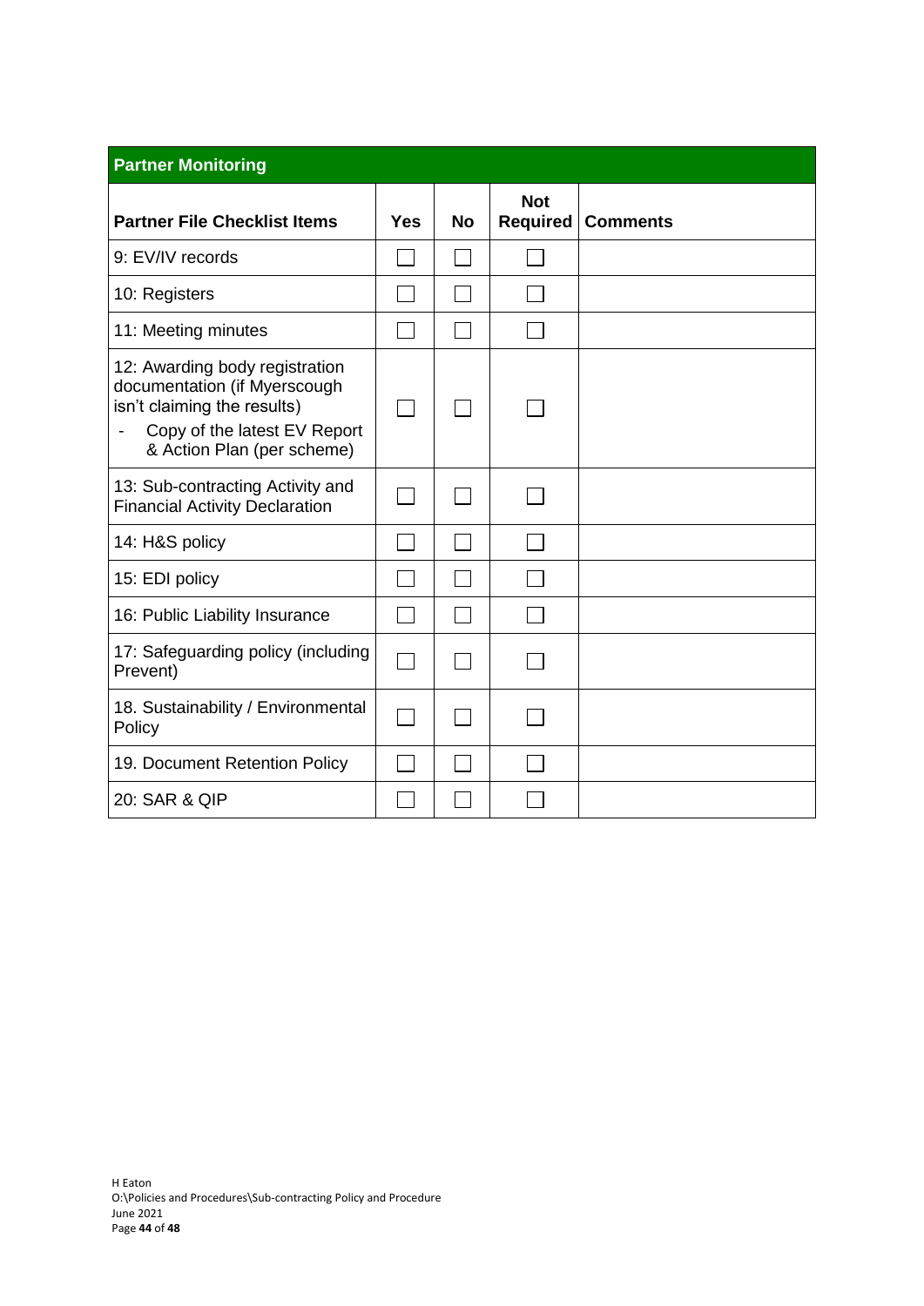| Partner Monitoring | | | | |
|---|---|---|---|---|
| **Partner File Checklist Items** | **Yes** | **No** | **Not Required** | **Comments** |
| 9: EV/IV records | ☐ | ☐ | ☐ | |
| 10: Registers | ☐ | ☐ | ☐ | |
| 11: Meeting minutes | ☐ | ☐ | ☐ | |
| 12: Awarding body registration documentation (if Myerscough isn't claiming the results)<br>- Copy of the latest EV Report & Action Plan (per scheme) | ☐ | ☐ | ☐ | |
| 13: Sub-contracting Activity and Financial Activity Declaration | ☐ | ☐ | ☐ | |
| 14: H&S policy | ☐ | ☐ | ☐ | |
| 15: EDI policy | ☐ | ☐ | ☐ | |
| 16: Public Liability Insurance | ☐ | ☐ | ☐ | |
| 17: Safeguarding policy (including Prevent) | ☐ | ☐ | ☐ | |
| 18. Sustainability / Environmental Policy | ☐ | ☐ | ☐ | |
| 19. Document Retention Policy | ☐ | ☐ | ☐ | |
| 20: SAR & QIP | ☐ | ☐ | ☐ | |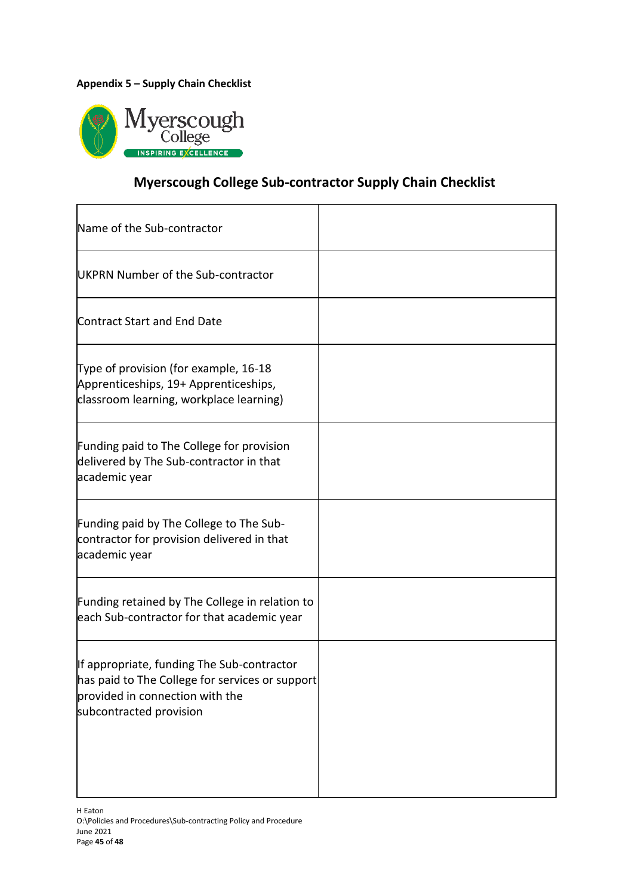**Appendix 5 – Supply Chain Checklist**

## Myerscough College Sub-contractor Supply Chain Checklist

| | |
|---|---|
| Name of the Sub-contractor | |
| UKPRN Number of the Sub-contractor | |
| Contract Start and End Date | |
| Type of provision (for example, 16-18 Apprenticeships, 19+ Apprenticeships, classroom learning, workplace learning) | |
| Funding paid to The College for provision delivered by The Sub-contractor in that academic year | |
| Funding paid by The College to The Sub-contractor for provision delivered in that academic year | |
| Funding retained by The College in relation to each Sub-contractor for that academic year | |
| If appropriate, funding The Sub-contractor has paid to The College for services or support provided in connection with the subcontracted provision | |

H Eaton
O:\Policies and Procedures\Sub-contracting Policy and Procedure
June 2021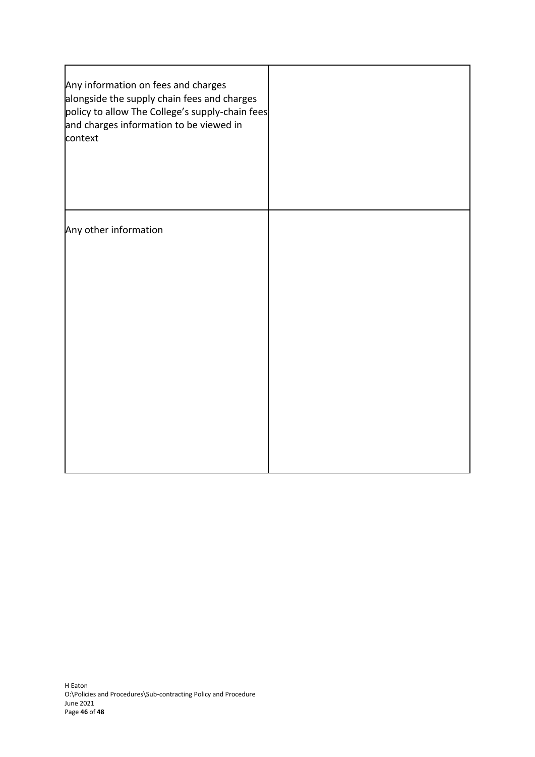| | |
|---|---|
| Any information on fees and charges alongside the supply chain fees and charges policy to allow The College's supply-chain fees and charges information to be viewed in context | |
| Any other information | |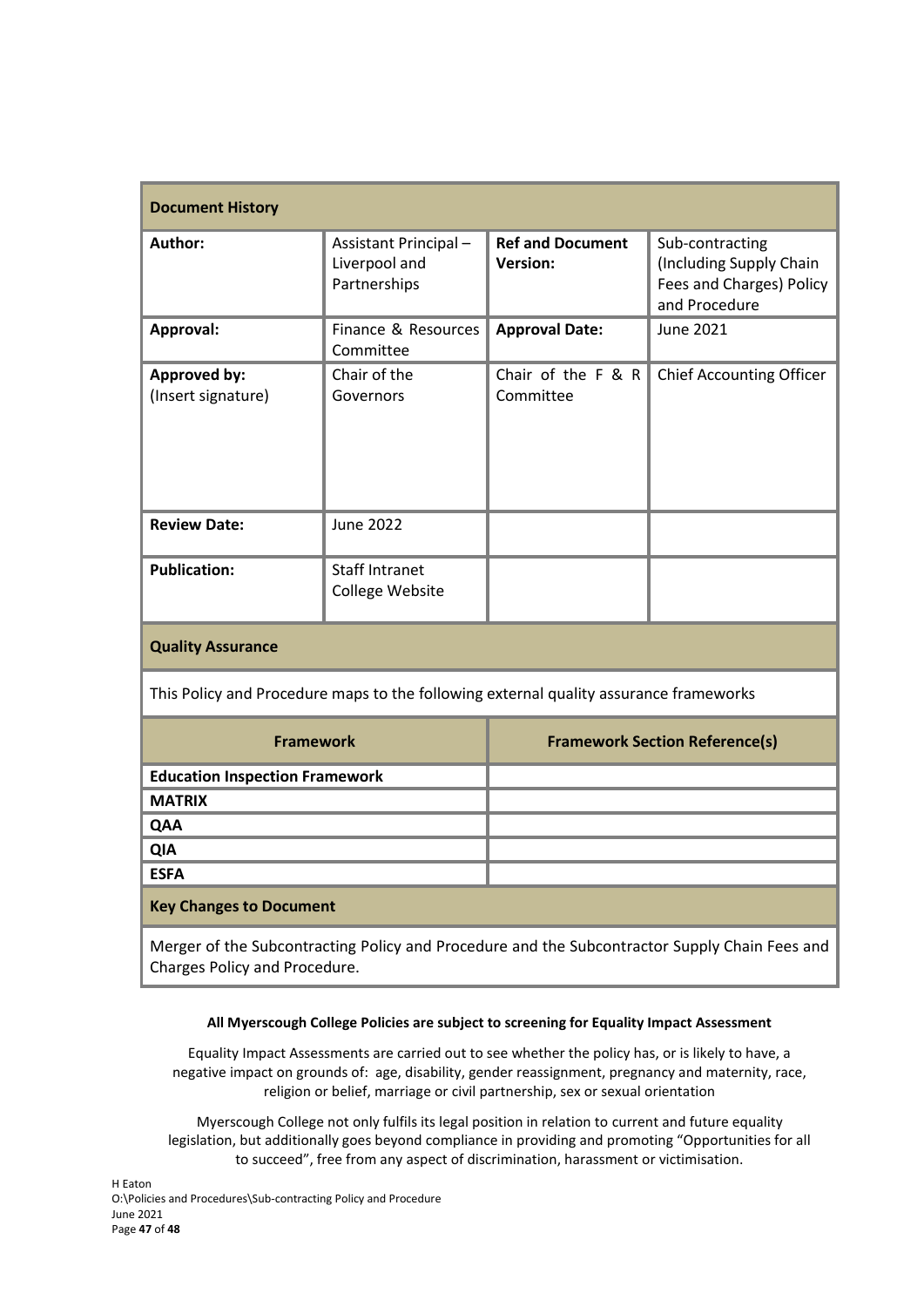| **Document History** | | | |
|---|---|---|---|
| **Author:** | Assistant Principal – Liverpool and Partnerships | **Ref and Document Version:** | Sub-contracting (Including Supply Chain Fees and Charges) Policy and Procedure |
| **Approval:** | Finance & Resources Committee | **Approval Date:** | June 2021 |
| **Approved by:** (Insert signature) | Chair of the Governors | Chair of the F & R Committee | Chief Accounting Officer |
| **Review Date:** | June 2022 | | |
| **Publication:** | Staff Intranet College Website | | |

**Quality Assurance**

This Policy and Procedure maps to the following external quality assurance frameworks

| Framework | Framework Section Reference(s) |
|---|---|
| **Education Inspection Framework** | |
| **MATRIX** | |
| **QAA** | |
| **QIA** | |
| **ESFA** | |

**Key Changes to Document**

Merger of the Subcontracting Policy and Procedure and the Subcontractor Supply Chain Fees and Charges Policy and Procedure.

**All Myerscough College Policies are subject to screening for Equality Impact Assessment**

Equality Impact Assessments are carried out to see whether the policy has, or is likely to have, a negative impact on grounds of: age, disability, gender reassignment, pregnancy and maternity, race, religion or belief, marriage or civil partnership, sex or sexual orientation

Myerscough College not only fulfils its legal position in relation to current and future equality legislation, but additionally goes beyond compliance in providing and promoting "Opportunities for all to succeed", free from any aspect of discrimination, harassment or victimisation.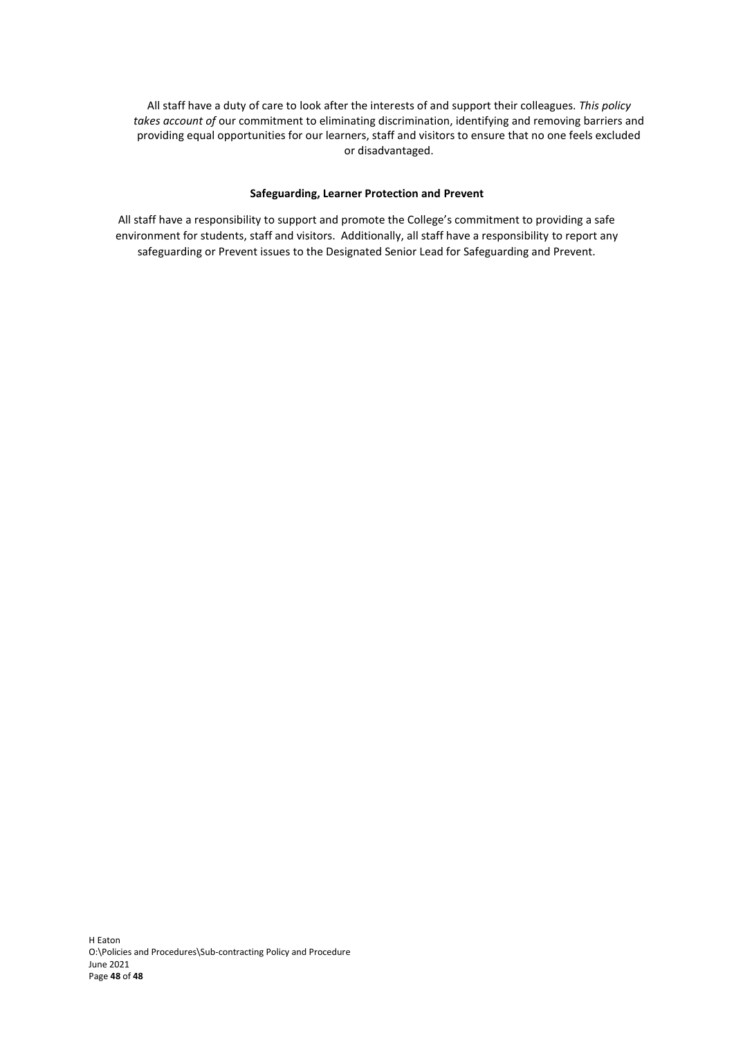All staff have a duty of care to look after the interests of and support their colleagues. *This policy takes account of* our commitment to eliminating discrimination, identifying and removing barriers and providing equal opportunities for our learners, staff and visitors to ensure that no one feels excluded or disadvantaged.

**Safeguarding, Learner Protection and Prevent**

All staff have a responsibility to support and promote the College's commitment to providing a safe environment for students, staff and visitors. Additionally, all staff have a responsibility to report any safeguarding or Prevent issues to the Designated Senior Lead for Safeguarding and Prevent.